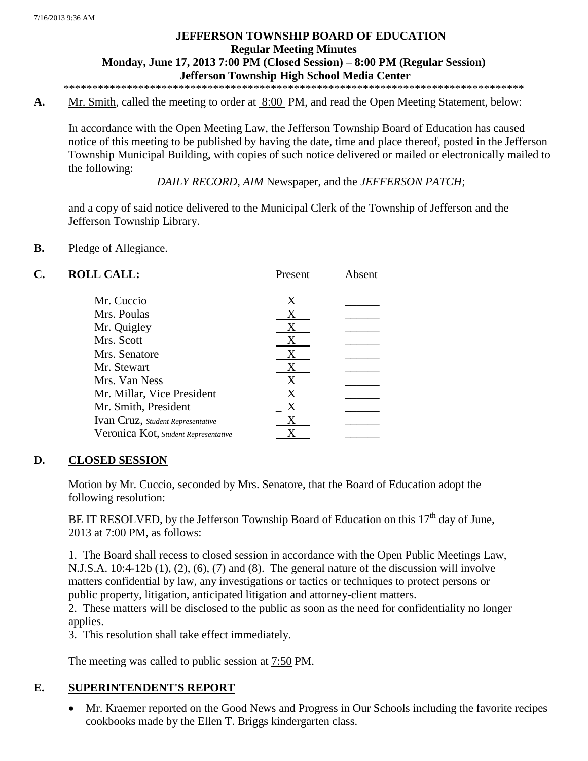7/16/2013 9:36 AM

# JEFFERSON TOWNSHIP BOARD OF EDUCATION
## Regular Meeting Minutes
## Monday, June 17, 2013 7:00 PM (Closed Session) – 8:00 PM (Regular Session)
## Jefferson Township High School Media Center

*******************************************************************************

**A.** Mr. Smith, called the meeting to order at 8:00 PM, and read the Open Meeting Statement, below:

In accordance with the Open Meeting Law, the Jefferson Township Board of Education has caused notice of this meeting to be published by having the date, time and place thereof, posted in the Jefferson Township Municipal Building, with copies of such notice delivered or mailed or electronically mailed to the following:

*DAILY RECORD*, *AIM* Newspaper, and the *JEFFERSON PATCH*;

and a copy of said notice delivered to the Municipal Clerk of the Township of Jefferson and the Jefferson Township Library.

**B.** Pledge of Allegiance.

**C.** **ROLL CALL:**

| | Present | Absent |
|---|---|---|
| Mr. Cuccio | X | |
| Mrs. Poulas | X | |
| Mr. Quigley | X | |
| Mrs. Scott | X | |
| Mrs. Senatore | X | |
| Mr. Stewart | X | |
| Mrs. Van Ness | X | |
| Mr. Millar, Vice President | X | |
| Mr. Smith, President | X | |
| Ivan Cruz, *Student Representative* | X | |
| Veronica Kot, *Student Representative* | X | |

## D. CLOSED SESSION

Motion by Mr. Cuccio, seconded by Mrs. Senatore, that the Board of Education adopt the following resolution:

BE IT RESOLVED, by the Jefferson Township Board of Education on this 17th day of June, 2013 at 7:00 PM, as follows:

1. The Board shall recess to closed session in accordance with the Open Public Meetings Law, N.J.S.A. 10:4-12b (1), (2), (6), (7) and (8). The general nature of the discussion will involve matters confidential by law, any investigations or tactics or techniques to protect persons or public property, litigation, anticipated litigation and attorney-client matters.
2. These matters will be disclosed to the public as soon as the need for confidentiality no longer applies.
3. This resolution shall take effect immediately.

The meeting was called to public session at 7:50 PM.

## E. SUPERINTENDENT'S REPORT

- Mr. Kraemer reported on the Good News and Progress in Our Schools including the favorite recipes cookbooks made by the Ellen T. Briggs kindergarten class.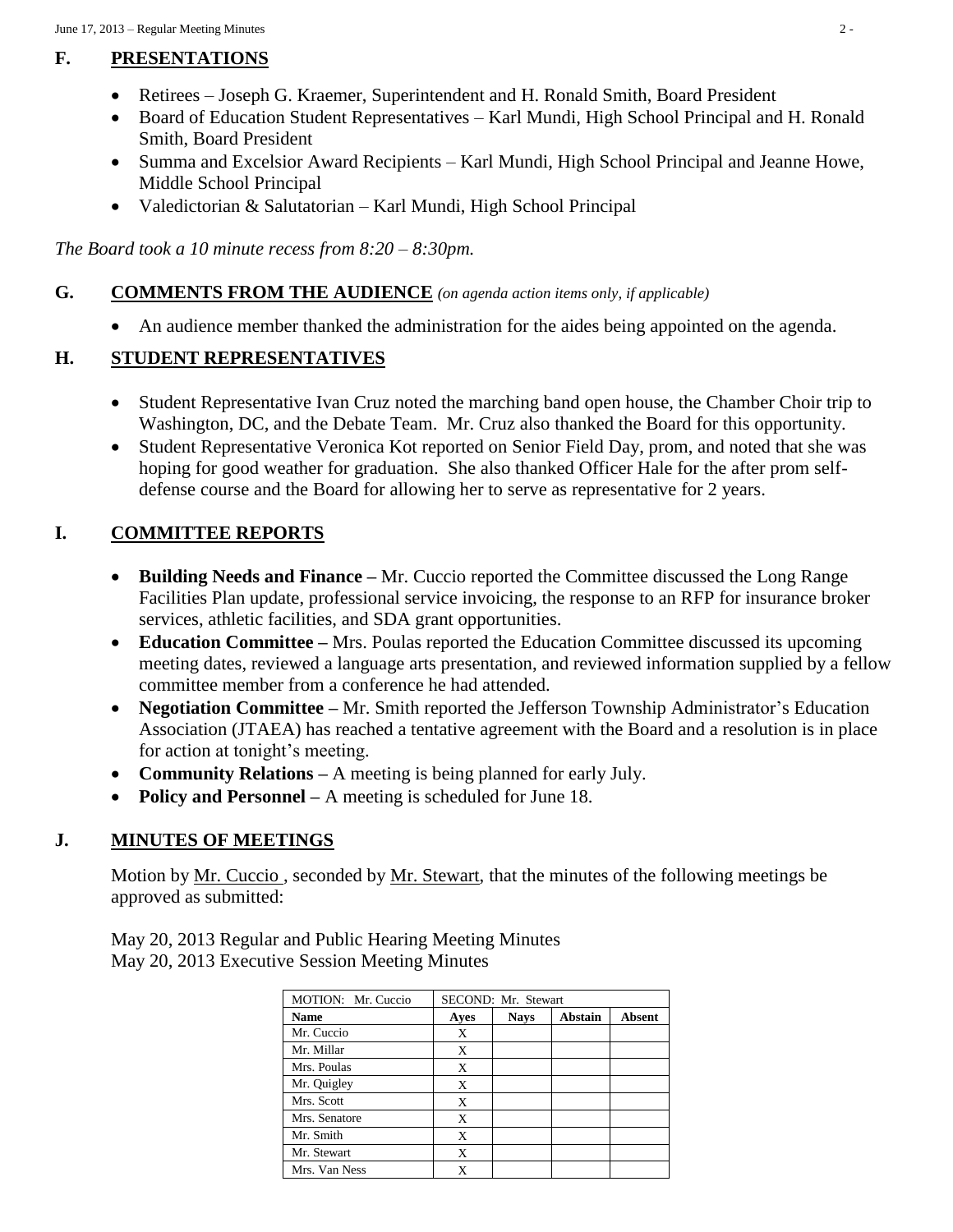## F. PRESENTATIONS

- Retirees – Joseph G. Kraemer, Superintendent and H. Ronald Smith, Board President
- Board of Education Student Representatives – Karl Mundi, High School Principal and H. Ronald Smith, Board President
- Summa and Excelsior Award Recipients – Karl Mundi, High School Principal and Jeanne Howe, Middle School Principal
- Valedictorian & Salutatorian – Karl Mundi, High School Principal

*The Board took a 10 minute recess from 8:20 – 8:30pm.*

## G. COMMENTS FROM THE AUDIENCE *(on agenda action items only, if applicable)*

- An audience member thanked the administration for the aides being appointed on the agenda.

## H. STUDENT REPRESENTATIVES

- Student Representative Ivan Cruz noted the marching band open house, the Chamber Choir trip to Washington, DC, and the Debate Team. Mr. Cruz also thanked the Board for this opportunity.
- Student Representative Veronica Kot reported on Senior Field Day, prom, and noted that she was hoping for good weather for graduation. She also thanked Officer Hale for the after prom self-defense course and the Board for allowing her to serve as representative for 2 years.

## I. COMMITTEE REPORTS

- **Building Needs and Finance –** Mr. Cuccio reported the Committee discussed the Long Range Facilities Plan update, professional service invoicing, the response to an RFP for insurance broker services, athletic facilities, and SDA grant opportunities.
- **Education Committee –** Mrs. Poulas reported the Education Committee discussed its upcoming meeting dates, reviewed a language arts presentation, and reviewed information supplied by a fellow committee member from a conference he had attended.
- **Negotiation Committee –** Mr. Smith reported the Jefferson Township Administrator's Education Association (JTAEA) has reached a tentative agreement with the Board and a resolution is in place for action at tonight's meeting.
- **Community Relations –** A meeting is being planned for early July.
- **Policy and Personnel –** A meeting is scheduled for June 18.

## J. MINUTES OF MEETINGS

Motion by Mr. Cuccio , seconded by Mr. Stewart, that the minutes of the following meetings be approved as submitted:

May 20, 2013 Regular and Public Hearing Meeting Minutes
May 20, 2013 Executive Session Meeting Minutes

| MOTION: Mr. Cuccio | SECOND: Mr. Stewart | | | |
|---|---|---|---|---|
| **Name** | **Ayes** | **Nays** | **Abstain** | **Absent** |
| Mr. Cuccio | X | | | |
| Mr. Millar | X | | | |
| Mrs. Poulas | X | | | |
| Mr. Quigley | X | | | |
| Mrs. Scott | X | | | |
| Mrs. Senatore | X | | | |
| Mr. Smith | X | | | |
| Mr. Stewart | X | | | |
| Mrs. Van Ness | X | | | |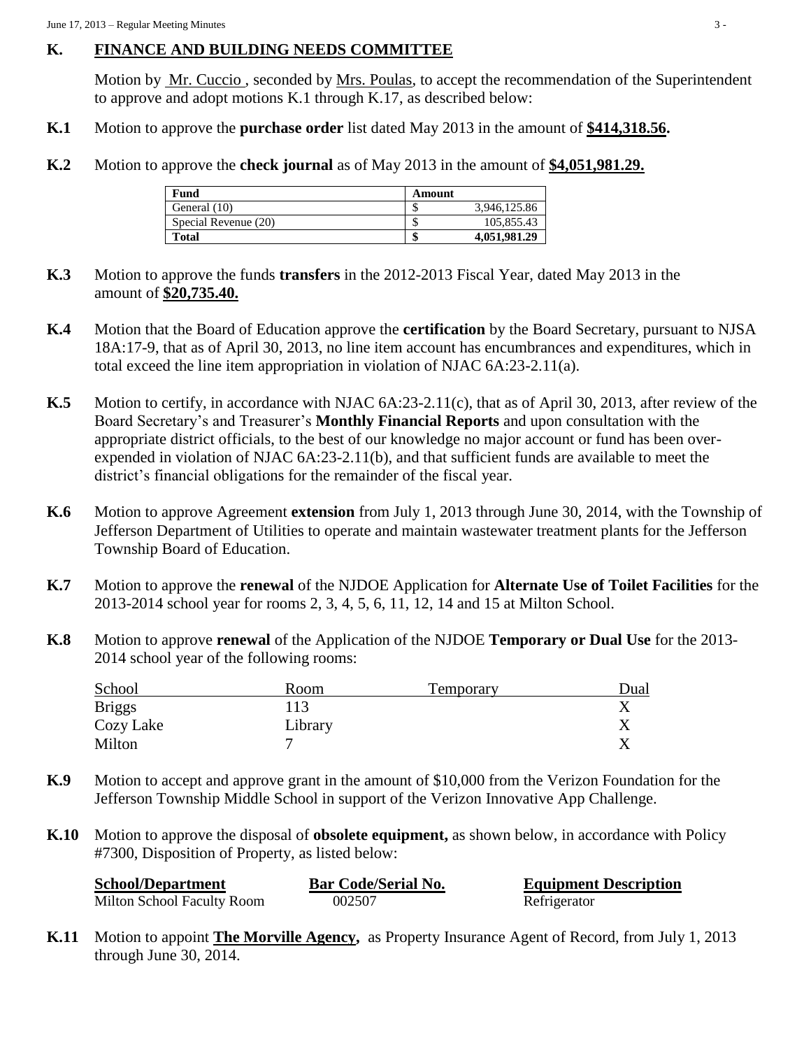## K. FINANCE AND BUILDING NEEDS COMMITTEE

Motion by Mr. Cuccio , seconded by Mrs. Poulas, to accept the recommendation of the Superintendent to approve and adopt motions K.1 through K.17, as described below:

**K.1** Motion to approve the **purchase order** list dated May 2013 in the amount of **$414,318.56.**

**K.2** Motion to approve the **check journal** as of May 2013 in the amount of **$4,051,981.29.**

| Fund | Amount | |
|---|---|---|
| General (10) | $ | 3,946,125.86 |
| Special Revenue (20) | $ | 105,855.43 |
| **Total** | **$** | **4,051,981.29** |

**K.3** Motion to approve the funds **transfers** in the 2012-2013 Fiscal Year, dated May 2013 in the amount of **$20,735.40.**

**K.4** Motion that the Board of Education approve the **certification** by the Board Secretary, pursuant to NJSA 18A:17-9, that as of April 30, 2013, no line item account has encumbrances and expenditures, which in total exceed the line item appropriation in violation of NJAC 6A:23-2.11(a).

**K.5** Motion to certify, in accordance with NJAC 6A:23-2.11(c), that as of April 30, 2013, after review of the Board Secretary's and Treasurer's **Monthly Financial Reports** and upon consultation with the appropriate district officials, to the best of our knowledge no major account or fund has been over-expended in violation of NJAC 6A:23-2.11(b), and that sufficient funds are available to meet the district's financial obligations for the remainder of the fiscal year.

**K.6** Motion to approve Agreement **extension** from July 1, 2013 through June 30, 2014, with the Township of Jefferson Department of Utilities to operate and maintain wastewater treatment plants for the Jefferson Township Board of Education.

**K.7** Motion to approve the **renewal** of the NJDOE Application for **Alternate Use of Toilet Facilities** for the 2013-2014 school year for rooms 2, 3, 4, 5, 6, 11, 12, 14 and 15 at Milton School.

**K.8** Motion to approve **renewal** of the Application of the NJDOE **Temporary or Dual Use** for the 2013-2014 school year of the following rooms:

| School | Room | Temporary | Dual |
|---|---|---|---|
| Briggs | 113 | | X |
| Cozy Lake | Library | | X |
| Milton | 7 | | X |

**K.9** Motion to accept and approve grant in the amount of $10,000 from the Verizon Foundation for the Jefferson Township Middle School in support of the Verizon Innovative App Challenge.

**K.10** Motion to approve the disposal of **obsolete equipment,** as shown below, in accordance with Policy #7300, Disposition of Property, as listed below:

| School/Department | Bar Code/Serial No. | Equipment Description |
|---|---|---|
| Milton School Faculty Room | 002507 | Refrigerator |

**K.11** Motion to appoint **The Morville Agency,** as Property Insurance Agent of Record, from July 1, 2013 through June 30, 2014.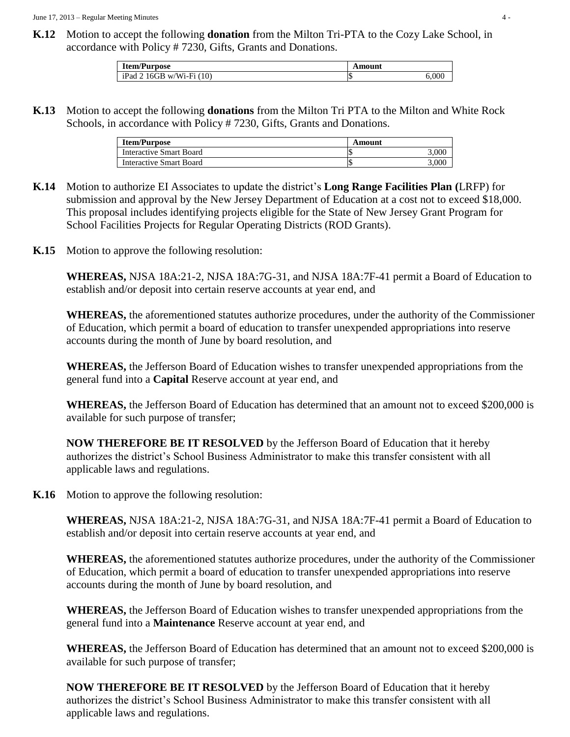**K.12** Motion to accept the following **donation** from the Milton Tri-PTA to the Cozy Lake School, in accordance with Policy # 7230, Gifts, Grants and Donations.

| Item/Purpose | Amount |
|---|---|
| iPad 2 16GB w/Wi-Fi (10) | $ 6,000 |

**K.13** Motion to accept the following **donations** from the Milton Tri PTA to the Milton and White Rock Schools, in accordance with Policy # 7230, Gifts, Grants and Donations.

| Item/Purpose | Amount |
|---|---|
| Interactive Smart Board | $ 3,000 |
| Interactive Smart Board | $ 3,000 |

**K.14** Motion to authorize EI Associates to update the district's **Long Range Facilities Plan (**LRFP) for submission and approval by the New Jersey Department of Education at a cost not to exceed $18,000. This proposal includes identifying projects eligible for the State of New Jersey Grant Program for School Facilities Projects for Regular Operating Districts (ROD Grants).

**K.15** Motion to approve the following resolution:

**WHEREAS,** NJSA 18A:21-2, NJSA 18A:7G-31, and NJSA 18A:7F-41 permit a Board of Education to establish and/or deposit into certain reserve accounts at year end, and

**WHEREAS,** the aforementioned statutes authorize procedures, under the authority of the Commissioner of Education, which permit a board of education to transfer unexpended appropriations into reserve accounts during the month of June by board resolution, and

**WHEREAS,** the Jefferson Board of Education wishes to transfer unexpended appropriations from the general fund into a **Capital** Reserve account at year end, and

**WHEREAS,** the Jefferson Board of Education has determined that an amount not to exceed $200,000 is available for such purpose of transfer;

**NOW THEREFORE BE IT RESOLVED** by the Jefferson Board of Education that it hereby authorizes the district's School Business Administrator to make this transfer consistent with all applicable laws and regulations.

**K.16** Motion to approve the following resolution:

**WHEREAS,** NJSA 18A:21-2, NJSA 18A:7G-31, and NJSA 18A:7F-41 permit a Board of Education to establish and/or deposit into certain reserve accounts at year end, and

**WHEREAS,** the aforementioned statutes authorize procedures, under the authority of the Commissioner of Education, which permit a board of education to transfer unexpended appropriations into reserve accounts during the month of June by board resolution, and

**WHEREAS,** the Jefferson Board of Education wishes to transfer unexpended appropriations from the general fund into a **Maintenance** Reserve account at year end, and

**WHEREAS,** the Jefferson Board of Education has determined that an amount not to exceed $200,000 is available for such purpose of transfer;

**NOW THEREFORE BE IT RESOLVED** by the Jefferson Board of Education that it hereby authorizes the district's School Business Administrator to make this transfer consistent with all applicable laws and regulations.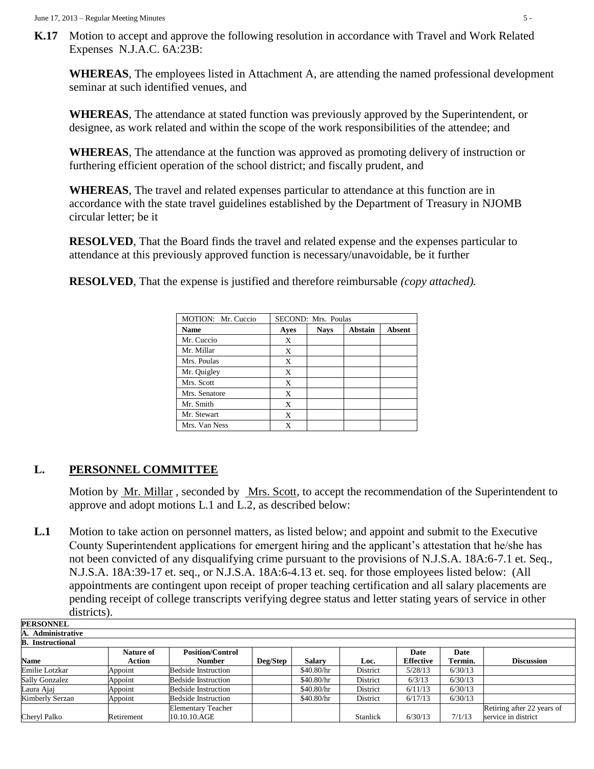**K.17** Motion to accept and approve the following resolution in accordance with Travel and Work Related Expenses N.J.A.C. 6A:23B:

**WHEREAS**, The employees listed in Attachment A, are attending the named professional development seminar at such identified venues, and

**WHEREAS**, The attendance at stated function was previously approved by the Superintendent, or designee, as work related and within the scope of the work responsibilities of the attendee; and

**WHEREAS**, The attendance at the function was approved as promoting delivery of instruction or furthering efficient operation of the school district; and fiscally prudent, and

**WHEREAS**, The travel and related expenses particular to attendance at this function are in accordance with the state travel guidelines established by the Department of Treasury in NJOMB circular letter; be it

**RESOLVED**, That the Board finds the travel and related expense and the expenses particular to attendance at this previously approved function is necessary/unavoidable, be it further

**RESOLVED**, That the expense is justified and therefore reimbursable *(copy attached).*

| MOTION: Mr. Cuccio | SECOND: Mrs. Poulas | | | |
|---|---|---|---|---|
| **Name** | **Ayes** | **Nays** | **Abstain** | **Absent** |
| Mr. Cuccio | X | | | |
| Mr. Millar | X | | | |
| Mrs. Poulas | X | | | |
| Mr. Quigley | X | | | |
| Mrs. Scott | X | | | |
| Mrs. Senatore | X | | | |
| Mr. Smith | X | | | |
| Mr. Stewart | X | | | |
| Mrs. Van Ness | X | | | |

## L. PERSONNEL COMMITTEE

Motion by Mr. Millar , seconded by Mrs. Scott, to accept the recommendation of the Superintendent to approve and adopt motions L.1 and L.2, as described below:

**L.1** Motion to take action on personnel matters, as listed below; and appoint and submit to the Executive County Superintendent applications for emergent hiring and the applicant's attestation that he/she has not been convicted of any disqualifying crime pursuant to the provisions of N.J.S.A. 18A:6-7.1 et. Seq., N.J.S.A. 18A:39-17 et. seq., or N.J.S.A. 18A:6-4.13 et. seq. for those employees listed below: (All appointments are contingent upon receipt of proper teaching certification and all salary placements are pending receipt of college transcripts verifying degree status and letter stating years of service in other districts).

| **PERSONNEL** | | | | | | | | |
|---|---|---|---|---|---|---|---|---|
| **A. Administrative** | | | | | | | | |
| **B. Instructional** | | | | | | | | |
| **Name** | **Nature of Action** | **Position/Control Number** | **Deg/Step** | **Salary** | **Loc.** | **Date Effective** | **Date Termin.** | **Discussion** |
| Emilie Lotzkar | Appoint | Bedside Instruction | | $40.80/hr | District | 5/28/13 | 6/30/13 | |
| Sally Gonzalez | Appoint | Bedside Instruction | | $40.80/hr | District | 6/3/13 | 6/30/13 | |
| Laura Ajaj | Appoint | Bedside Instruction | | $40.80/hr | District | 6/11/13 | 6/30/13 | |
| Kimberly Serzan | Appoint | Bedside Instruction | | $40.80/hr | District | 6/17/13 | 6/30/13 | |
| Cheryl Palko | Retirement | Elementary Teacher 10.10.10.AGE | | | Stanlick | 6/30/13 | 7/1/13 | Retiring after 22 years of service in district |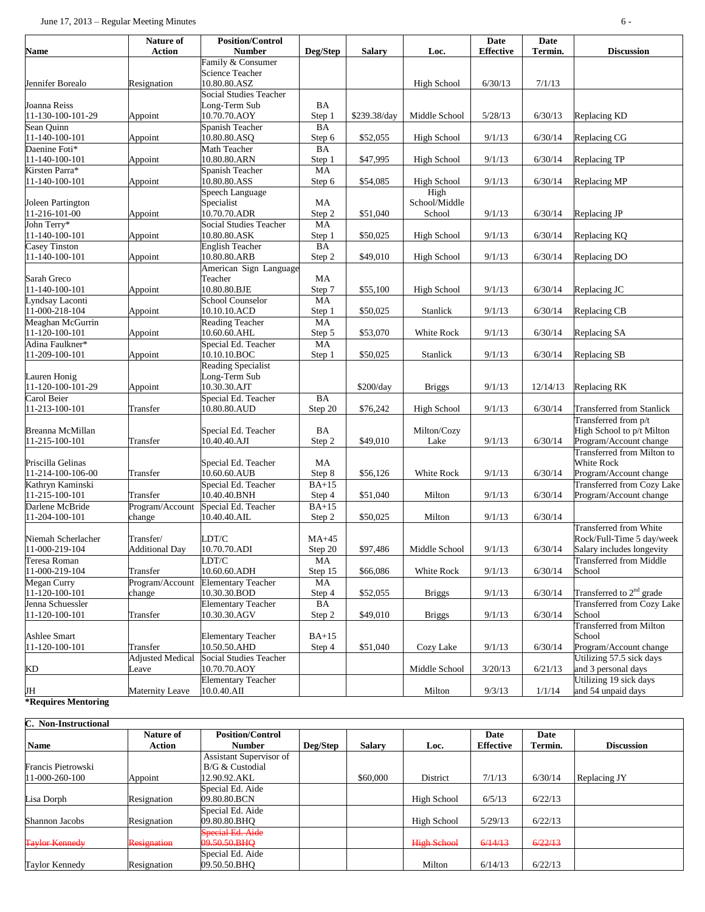| Name | Nature of Action | Position/Control Number | Deg/Step | Salary | Loc. | Date Effective | Date Termin. | Discussion |
|---|---|---|---|---|---|---|---|---|
| Jennifer Borealo | Resignation | Family & Consumer Science Teacher 10.80.80.ASZ | | | High School | 6/30/13 | 7/1/13 | |
| Joanna Reiss 11-130-100-101-29 | Appoint | Social Studies Teacher Long-Term Sub 10.70.70.AOY | BA Step 1 | $239.38/day | Middle School | 5/28/13 | 6/30/13 | Replacing KD |
| Sean Quinn 11-140-100-101 | Appoint | Spanish Teacher 10.80.80.ASQ | BA Step 6 | $52,055 | High School | 9/1/13 | 6/30/14 | Replacing CG |
| Daenine Foti* 11-140-100-101 | Appoint | Math Teacher 10.80.80.ARN | BA Step 1 | $47,995 | High School | 9/1/13 | 6/30/14 | Replacing TP |
| Kirsten Parra* 11-140-100-101 | Appoint | Spanish Teacher 10.80.80.ASS | MA Step 6 | $54,085 | High School | 9/1/13 | 6/30/14 | Replacing MP |
| Joleen Partington 11-216-101-00 | Appoint | Speech Language Specialist 10.70.70.ADR | MA Step 2 | $51,040 | High School/Middle School | 9/1/13 | 6/30/14 | Replacing JP |
| John Terry* 11-140-100-101 | Appoint | Social Studies Teacher 10.80.80.ASK | MA Step 1 | $50,025 | High School | 9/1/13 | 6/30/14 | Replacing KQ |
| Casey Tinston 11-140-100-101 | Appoint | English Teacher 10.80.80.ARB | BA Step 2 | $49,010 | High School | 9/1/13 | 6/30/14 | Replacing DO |
| Sarah Greco 11-140-100-101 | Appoint | American Sign Language Teacher 10.80.80.BJE | MA Step 7 | $55,100 | High School | 9/1/13 | 6/30/14 | Replacing JC |
| Lyndsay Laconti 11-000-218-104 | Appoint | School Counselor 10.10.10.ACD | MA Step 1 | $50,025 | Stanlick | 9/1/13 | 6/30/14 | Replacing CB |
| Meaghan McGurrin 11-120-100-101 | Appoint | Reading Teacher 10.60.60.AHL | MA Step 5 | $53,070 | White Rock | 9/1/13 | 6/30/14 | Replacing SA |
| Adina Faulkner* 11-209-100-101 | Appoint | Special Ed. Teacher 10.10.10.BOC | MA Step 1 | $50,025 | Stanlick | 9/1/13 | 6/30/14 | Replacing SB |
| Lauren Honig 11-120-100-101-29 | Appoint | Reading Specialist Long-Term Sub 10.30.30.AJT | | $200/day | Briggs | 9/1/13 | 12/14/13 | Replacing RK |
| Carol Beier 11-213-100-101 | Transfer | Special Ed. Teacher 10.80.80.AUD | BA Step 20 | $76,242 | High School | 9/1/13 | 6/30/14 | Transferred from Stanlick |
| Breanna McMillan 11-215-100-101 | Transfer | Special Ed. Teacher 10.40.40.AJI | BA Step 2 | $49,010 | Milton/Cozy Lake | 9/1/13 | 6/30/14 | Transferred from p/t High School to p/t Milton Program/Account change |
| Priscilla Gelinas 11-214-100-106-00 | Transfer | Special Ed. Teacher 10.60.60.AUB | MA Step 8 | $56,126 | White Rock | 9/1/13 | 6/30/14 | Transferred from Milton to White Rock Program/Account change |
| Kathryn Kaminski 11-215-100-101 | Transfer | Special Ed. Teacher 10.40.40.BNH | BA+15 Step 4 | $51,040 | Milton | 9/1/13 | 6/30/14 | Transferred from Cozy Lake Program/Account change |
| Darlene McBride 11-204-100-101 | Program/Account change | Special Ed. Teacher 10.40.40.AIL | BA+15 Step 2 | $50,025 | Milton | 9/1/13 | 6/30/14 | |
| Niemah Scherlacher 11-000-219-104 | Transfer/ Additional Day | LDT/C 10.70.70.ADI | MA+45 Step 20 | $97,486 | Middle School | 9/1/13 | 6/30/14 | Transferred from White Rock/Full-Time 5 day/week Salary includes longevity |
| Teresa Roman 11-000-219-104 | Transfer | LDT/C 10.60.60.ADH | MA Step 15 | $66,086 | White Rock | 9/1/13 | 6/30/14 | Transferred from Middle School |
| Megan Curry 11-120-100-101 | Program/Account change | Elementary Teacher 10.30.30.BOD | MA Step 4 | $52,055 | Briggs | 9/1/13 | 6/30/14 | Transferred to 2nd grade |
| Jenna Schuessler 11-120-100-101 | Transfer | Elementary Teacher 10.30.30.AGV | BA Step 2 | $49,010 | Briggs | 9/1/13 | 6/30/14 | Transferred from Cozy Lake School |
| Ashlee Smart 11-120-100-101 | Transfer | Elementary Teacher 10.50.50.AHD | BA+15 Step 4 | $51,040 | Cozy Lake | 9/1/13 | 6/30/14 | Transferred from Milton School Program/Account change |
| KD | Adjusted Medical Leave | Social Studies Teacher 10.70.70.AOY | | | Middle School | 3/20/13 | 6/21/13 | Utilizing 57.5 sick days and 3 personal days |
| JH | Maternity Leave | Elementary Teacher 10.0.40.AII | | | Milton | 9/3/13 | 1/1/14 | Utilizing 19 sick days and 54 unpaid days |

**\*Requires Mentoring**

**C. Non-Instructional**

| Name | Nature of Action | Position/Control Number | Deg/Step | Salary | Loc. | Date Effective | Date Termin. | Discussion |
|---|---|---|---|---|---|---|---|---|
| Francis Pietrowski 11-000-260-100 | Appoint | Assistant Supervisor of B/G & Custodial 12.90.92.AKL | | $60,000 | District | 7/1/13 | 6/30/14 | Replacing JY |
| Lisa Dorph | Resignation | Special Ed. Aide 09.80.80.BCN | | | High School | 6/5/13 | 6/22/13 | |
| Shannon Jacobs | Resignation | Special Ed. Aide 09.80.80.BHQ | | | High School | 5/29/13 | 6/22/13 | |
| ~~Taylor Kennedy~~ | ~~Resignation~~ | ~~Special Ed. Aide 09.50.50.BHQ~~ | | | ~~High School~~ | ~~6/14/13~~ | ~~6/22/13~~ | |
| Taylor Kennedy | Resignation | Special Ed. Aide 09.50.50.BHQ | | | Milton | 6/14/13 | 6/22/13 | |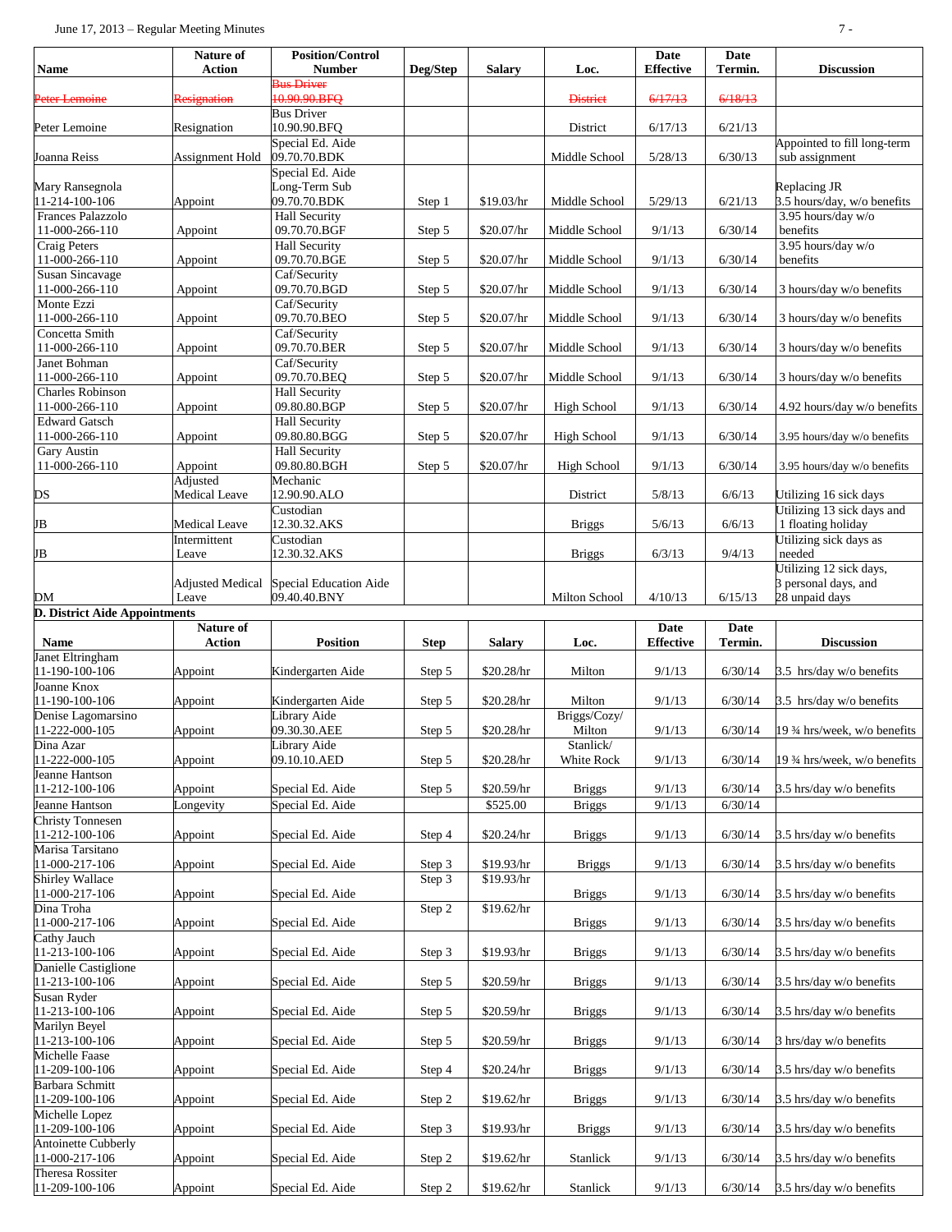| Name | Nature of Action | Position/Control Number | Deg/Step | Salary | Loc. | Date Effective | Date Termin. | Discussion |
|---|---|---|---|---|---|---|---|---|
| ~~Peter Lemoine~~ | ~~Resignation~~ | ~~Bus Driver 10.90.90.BFQ~~ | | | ~~District~~ | ~~6/17/13~~ | ~~6/18/13~~ | |
| Peter Lemoine | Resignation | Bus Driver 10.90.90.BFQ | | | District | 6/17/13 | 6/21/13 | |
| Joanna Reiss | Assignment Hold | Special Ed. Aide 09.70.70.BDK | | | Middle School | 5/28/13 | 6/30/13 | Appointed to fill long-term sub assignment |
| Mary Ransegnola 11-214-100-106 | Appoint | Special Ed. Aide Long-Term Sub 09.70.70.BDK | Step 1 | $19.03/hr | Middle School | 5/29/13 | 6/21/13 | Replacing JR 3.5 hours/day, w/o benefits |
| Frances Palazzolo 11-000-266-110 | Appoint | Hall Security 09.70.70.BGF | Step 5 | $20.07/hr | Middle School | 9/1/13 | 6/30/14 | 3.95 hours/day w/o benefits |
| Craig Peters 11-000-266-110 | Appoint | Hall Security 09.70.70.BGE | Step 5 | $20.07/hr | Middle School | 9/1/13 | 6/30/14 | 3.95 hours/day w/o benefits |
| Susan Sincavage 11-000-266-110 | Appoint | Caf/Security 09.70.70.BGD | Step 5 | $20.07/hr | Middle School | 9/1/13 | 6/30/14 | 3 hours/day w/o benefits |
| Monte Ezzi 11-000-266-110 | Appoint | Caf/Security 09.70.70.BEO | Step 5 | $20.07/hr | Middle School | 9/1/13 | 6/30/14 | 3 hours/day w/o benefits |
| Concetta Smith 11-000-266-110 | Appoint | Caf/Security 09.70.70.BER | Step 5 | $20.07/hr | Middle School | 9/1/13 | 6/30/14 | 3 hours/day w/o benefits |
| Janet Bohman 11-000-266-110 | Appoint | Caf/Security 09.70.70.BEQ | Step 5 | $20.07/hr | Middle School | 9/1/13 | 6/30/14 | 3 hours/day w/o benefits |
| Charles Robinson 11-000-266-110 | Appoint | Hall Security 09.80.80.BGP | Step 5 | $20.07/hr | High School | 9/1/13 | 6/30/14 | 4.92 hours/day w/o benefits |
| Edward Gatsch 11-000-266-110 | Appoint | Hall Security 09.80.80.BGG | Step 5 | $20.07/hr | High School | 9/1/13 | 6/30/14 | 3.95 hours/day w/o benefits |
| Gary Austin 11-000-266-110 | Appoint | Hall Security 09.80.80.BGH | Step 5 | $20.07/hr | High School | 9/1/13 | 6/30/14 | 3.95 hours/day w/o benefits |
| DS | Adjusted Medical Leave | Mechanic 12.90.90.ALO | | | District | 5/8/13 | 6/6/13 | Utilizing 16 sick days |
| JB | Medical Leave | Custodian 12.30.32.AKS | | | Briggs | 5/6/13 | 6/6/13 | Utilizing 13 sick days and 1 floating holiday |
| JB | Intermittent Leave | Custodian 12.30.32.AKS | | | Briggs | 6/3/13 | 9/4/13 | Utilizing sick days as needed |
| DM | Adjusted Medical Leave | Special Education Aide 09.40.40.BNY | | | Milton School | 4/10/13 | 6/15/13 | Utilizing 12 sick days, 3 personal days, and 28 unpaid days |

**D. District Aide Appointments**

| Name | Nature of Action | Position | Step | Salary | Loc. | Date Effective | Date Termin. | Discussion |
|---|---|---|---|---|---|---|---|---|
| Janet Eltringham 11-190-100-106 | Appoint | Kindergarten Aide | Step 5 | $20.28/hr | Milton | 9/1/13 | 6/30/14 | 3.5 hrs/day w/o benefits |
| Joanne Knox 11-190-100-106 | Appoint | Kindergarten Aide | Step 5 | $20.28/hr | Milton | 9/1/13 | 6/30/14 | 3.5 hrs/day w/o benefits |
| Denise Lagomarsino 11-222-000-105 | Appoint | Library Aide 09.30.30.AEE | Step 5 | $20.28/hr | Briggs/Cozy/ Milton | 9/1/13 | 6/30/14 | 19 ¾ hrs/week, w/o benefits |
| Dina Azar 11-222-000-105 | Appoint | Library Aide 09.10.10.AED | Step 5 | $20.28/hr | Stanlick/ White Rock | 9/1/13 | 6/30/14 | 19 ¾ hrs/week, w/o benefits |
| Jeanne Hantson 11-212-100-106 | Appoint | Special Ed. Aide | Step 5 | $20.59/hr | Briggs | 9/1/13 | 6/30/14 | 3.5 hrs/day w/o benefits |
| Jeanne Hantson | Longevity | Special Ed. Aide | | $525.00 | Briggs | 9/1/13 | 6/30/14 | |
| Christy Tonnesen 11-212-100-106 | Appoint | Special Ed. Aide | Step 4 | $20.24/hr | Briggs | 9/1/13 | 6/30/14 | 3.5 hrs/day w/o benefits |
| Marisa Tarsitano 11-000-217-106 | Appoint | Special Ed. Aide | Step 3 | $19.93/hr | Briggs | 9/1/13 | 6/30/14 | 3.5 hrs/day w/o benefits |
| Shirley Wallace 11-000-217-106 | Appoint | Special Ed. Aide | Step 3 | $19.93/hr | Briggs | 9/1/13 | 6/30/14 | 3.5 hrs/day w/o benefits |
| Dina Troha 11-000-217-106 | Appoint | Special Ed. Aide | Step 2 | $19.62/hr | Briggs | 9/1/13 | 6/30/14 | 3.5 hrs/day w/o benefits |
| Cathy Jauch 11-213-100-106 | Appoint | Special Ed. Aide | Step 3 | $19.93/hr | Briggs | 9/1/13 | 6/30/14 | 3.5 hrs/day w/o benefits |
| Danielle Castiglione 11-213-100-106 | Appoint | Special Ed. Aide | Step 5 | $20.59/hr | Briggs | 9/1/13 | 6/30/14 | 3.5 hrs/day w/o benefits |
| Susan Ryder 11-213-100-106 | Appoint | Special Ed. Aide | Step 5 | $20.59/hr | Briggs | 9/1/13 | 6/30/14 | 3.5 hrs/day w/o benefits |
| Marilyn Beyel 11-213-100-106 | Appoint | Special Ed. Aide | Step 5 | $20.59/hr | Briggs | 9/1/13 | 6/30/14 | 3 hrs/day w/o benefits |
| Michelle Faase 11-209-100-106 | Appoint | Special Ed. Aide | Step 4 | $20.24/hr | Briggs | 9/1/13 | 6/30/14 | 3.5 hrs/day w/o benefits |
| Barbara Schmitt 11-209-100-106 | Appoint | Special Ed. Aide | Step 2 | $19.62/hr | Briggs | 9/1/13 | 6/30/14 | 3.5 hrs/day w/o benefits |
| Michelle Lopez 11-209-100-106 | Appoint | Special Ed. Aide | Step 3 | $19.93/hr | Briggs | 9/1/13 | 6/30/14 | 3.5 hrs/day w/o benefits |
| Antoinette Cubberly 11-000-217-106 | Appoint | Special Ed. Aide | Step 2 | $19.62/hr | Stanlick | 9/1/13 | 6/30/14 | 3.5 hrs/day w/o benefits |
| Theresa Rossiter 11-209-100-106 | Appoint | Special Ed. Aide | Step 2 | $19.62/hr | Stanlick | 9/1/13 | 6/30/14 | 3.5 hrs/day w/o benefits |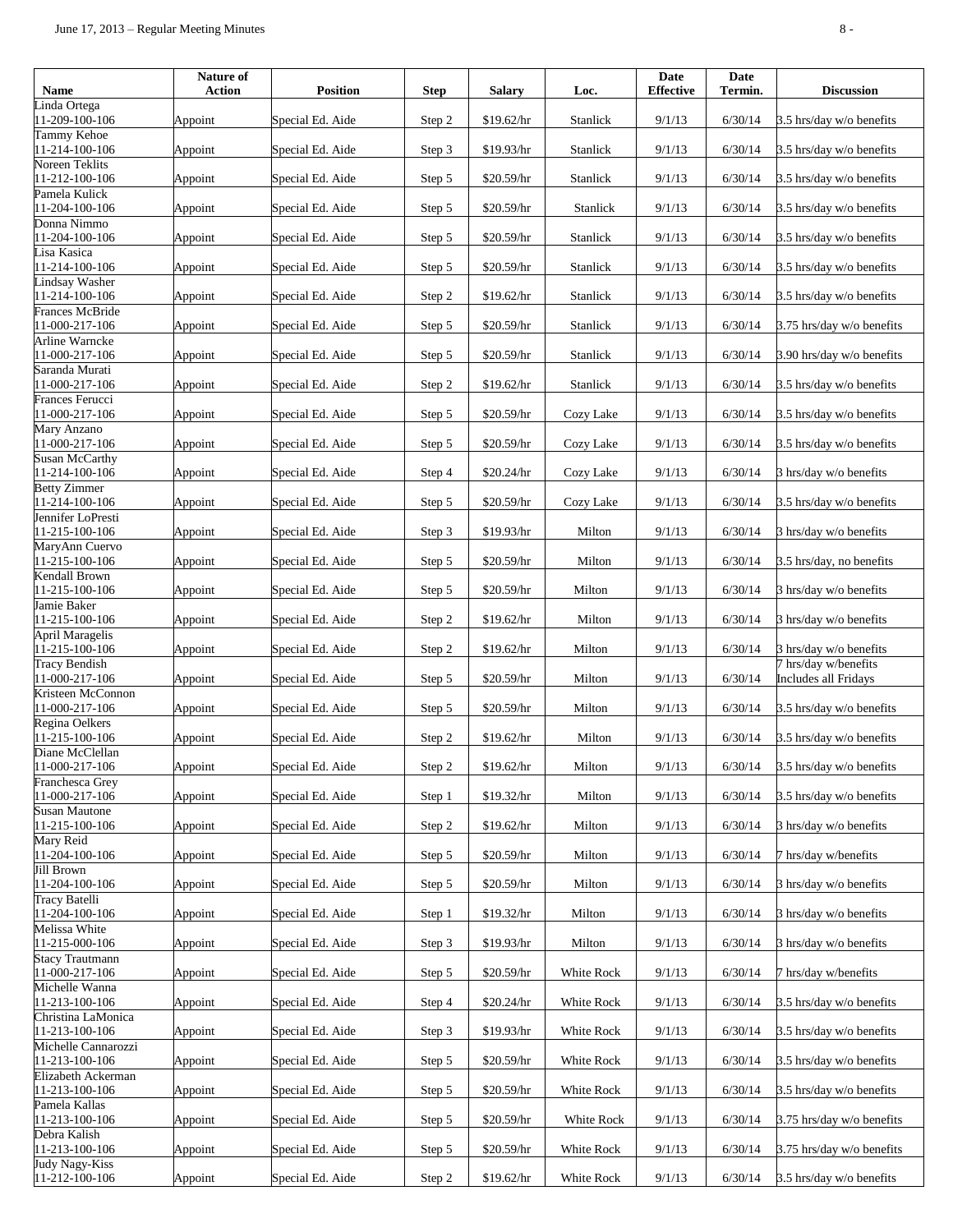| Name | Nature of Action | Position | Step | Salary | Loc. | Date Effective | Date Termin. | Discussion |
|---|---|---|---|---|---|---|---|---|
| Linda Ortega 11-209-100-106 | Appoint | Special Ed. Aide | Step 2 | $19.62/hr | Stanlick | 9/1/13 | 6/30/14 | 3.5 hrs/day w/o benefits |
| Tammy Kehoe 11-214-100-106 | Appoint | Special Ed. Aide | Step 3 | $19.93/hr | Stanlick | 9/1/13 | 6/30/14 | 3.5 hrs/day w/o benefits |
| Noreen Teklits 11-212-100-106 | Appoint | Special Ed. Aide | Step 5 | $20.59/hr | Stanlick | 9/1/13 | 6/30/14 | 3.5 hrs/day w/o benefits |
| Pamela Kulick 11-204-100-106 | Appoint | Special Ed. Aide | Step 5 | $20.59/hr | Stanlick | 9/1/13 | 6/30/14 | 3.5 hrs/day w/o benefits |
| Donna Nimmo 11-204-100-106 | Appoint | Special Ed. Aide | Step 5 | $20.59/hr | Stanlick | 9/1/13 | 6/30/14 | 3.5 hrs/day w/o benefits |
| Lisa Kasica 11-214-100-106 | Appoint | Special Ed. Aide | Step 5 | $20.59/hr | Stanlick | 9/1/13 | 6/30/14 | 3.5 hrs/day w/o benefits |
| Lindsay Washer 11-214-100-106 | Appoint | Special Ed. Aide | Step 2 | $19.62/hr | Stanlick | 9/1/13 | 6/30/14 | 3.5 hrs/day w/o benefits |
| Frances McBride 11-000-217-106 | Appoint | Special Ed. Aide | Step 5 | $20.59/hr | Stanlick | 9/1/13 | 6/30/14 | 3.75 hrs/day w/o benefits |
| Arline Warncke 11-000-217-106 | Appoint | Special Ed. Aide | Step 5 | $20.59/hr | Stanlick | 9/1/13 | 6/30/14 | 3.90 hrs/day w/o benefits |
| Saranda Murati 11-000-217-106 | Appoint | Special Ed. Aide | Step 2 | $19.62/hr | Stanlick | 9/1/13 | 6/30/14 | 3.5 hrs/day w/o benefits |
| Frances Ferucci 11-000-217-106 | Appoint | Special Ed. Aide | Step 5 | $20.59/hr | Cozy Lake | 9/1/13 | 6/30/14 | 3.5 hrs/day w/o benefits |
| Mary Anzano 11-000-217-106 | Appoint | Special Ed. Aide | Step 5 | $20.59/hr | Cozy Lake | 9/1/13 | 6/30/14 | 3.5 hrs/day w/o benefits |
| Susan McCarthy 11-214-100-106 | Appoint | Special Ed. Aide | Step 4 | $20.24/hr | Cozy Lake | 9/1/13 | 6/30/14 | 3 hrs/day w/o benefits |
| Betty Zimmer 11-214-100-106 | Appoint | Special Ed. Aide | Step 5 | $20.59/hr | Cozy Lake | 9/1/13 | 6/30/14 | 3.5 hrs/day w/o benefits |
| Jennifer LoPresti 11-215-100-106 | Appoint | Special Ed. Aide | Step 3 | $19.93/hr | Milton | 9/1/13 | 6/30/14 | 3 hrs/day w/o benefits |
| MaryAnn Cuervo 11-215-100-106 | Appoint | Special Ed. Aide | Step 5 | $20.59/hr | Milton | 9/1/13 | 6/30/14 | 3.5 hrs/day, no benefits |
| Kendall Brown 11-215-100-106 | Appoint | Special Ed. Aide | Step 5 | $20.59/hr | Milton | 9/1/13 | 6/30/14 | 3 hrs/day w/o benefits |
| Jamie Baker 11-215-100-106 | Appoint | Special Ed. Aide | Step 2 | $19.62/hr | Milton | 9/1/13 | 6/30/14 | 3 hrs/day w/o benefits |
| April Maragelis 11-215-100-106 | Appoint | Special Ed. Aide | Step 2 | $19.62/hr | Milton | 9/1/13 | 6/30/14 | 3 hrs/day w/o benefits |
| Tracy Bendish 11-000-217-106 | Appoint | Special Ed. Aide | Step 5 | $20.59/hr | Milton | 9/1/13 | 6/30/14 | 7 hrs/day w/benefits Includes all Fridays |
| Kristeen McConnon 11-000-217-106 | Appoint | Special Ed. Aide | Step 5 | $20.59/hr | Milton | 9/1/13 | 6/30/14 | 3.5 hrs/day w/o benefits |
| Regina Oelkers 11-215-100-106 | Appoint | Special Ed. Aide | Step 2 | $19.62/hr | Milton | 9/1/13 | 6/30/14 | 3.5 hrs/day w/o benefits |
| Diane McClellan 11-000-217-106 | Appoint | Special Ed. Aide | Step 2 | $19.62/hr | Milton | 9/1/13 | 6/30/14 | 3.5 hrs/day w/o benefits |
| Franchesca Grey 11-000-217-106 | Appoint | Special Ed. Aide | Step 1 | $19.32/hr | Milton | 9/1/13 | 6/30/14 | 3.5 hrs/day w/o benefits |
| Susan Mautone 11-215-100-106 | Appoint | Special Ed. Aide | Step 2 | $19.62/hr | Milton | 9/1/13 | 6/30/14 | 3 hrs/day w/o benefits |
| Mary Reid 11-204-100-106 | Appoint | Special Ed. Aide | Step 5 | $20.59/hr | Milton | 9/1/13 | 6/30/14 | 7 hrs/day w/benefits |
| Jill Brown 11-204-100-106 | Appoint | Special Ed. Aide | Step 5 | $20.59/hr | Milton | 9/1/13 | 6/30/14 | 3 hrs/day w/o benefits |
| Tracy Batelli 11-204-100-106 | Appoint | Special Ed. Aide | Step 1 | $19.32/hr | Milton | 9/1/13 | 6/30/14 | 3 hrs/day w/o benefits |
| Melissa White 11-215-000-106 | Appoint | Special Ed. Aide | Step 3 | $19.93/hr | Milton | 9/1/13 | 6/30/14 | 3 hrs/day w/o benefits |
| Stacy Trautmann 11-000-217-106 | Appoint | Special Ed. Aide | Step 5 | $20.59/hr | White Rock | 9/1/13 | 6/30/14 | 7 hrs/day w/benefits |
| Michelle Wanna 11-213-100-106 | Appoint | Special Ed. Aide | Step 4 | $20.24/hr | White Rock | 9/1/13 | 6/30/14 | 3.5 hrs/day w/o benefits |
| Christina LaMonica 11-213-100-106 | Appoint | Special Ed. Aide | Step 3 | $19.93/hr | White Rock | 9/1/13 | 6/30/14 | 3.5 hrs/day w/o benefits |
| Michelle Cannarozzi 11-213-100-106 | Appoint | Special Ed. Aide | Step 5 | $20.59/hr | White Rock | 9/1/13 | 6/30/14 | 3.5 hrs/day w/o benefits |
| Elizabeth Ackerman 11-213-100-106 | Appoint | Special Ed. Aide | Step 5 | $20.59/hr | White Rock | 9/1/13 | 6/30/14 | 3.5 hrs/day w/o benefits |
| Pamela Kallas 11-213-100-106 | Appoint | Special Ed. Aide | Step 5 | $20.59/hr | White Rock | 9/1/13 | 6/30/14 | 3.75 hrs/day w/o benefits |
| Debra Kalish 11-213-100-106 | Appoint | Special Ed. Aide | Step 5 | $20.59/hr | White Rock | 9/1/13 | 6/30/14 | 3.75 hrs/day w/o benefits |
| Judy Nagy-Kiss 11-212-100-106 | Appoint | Special Ed. Aide | Step 2 | $19.62/hr | White Rock | 9/1/13 | 6/30/14 | 3.5 hrs/day w/o benefits |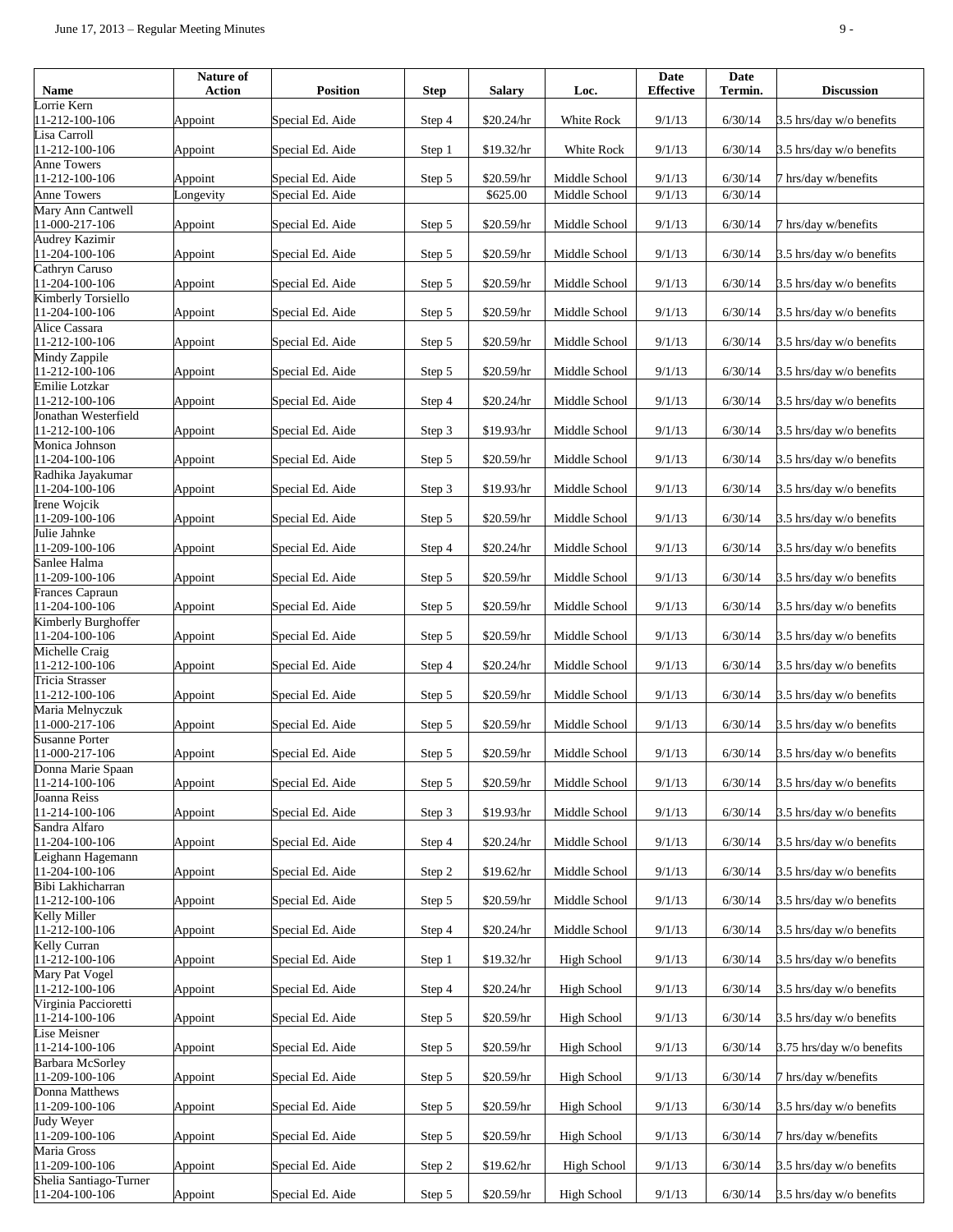| Name | Nature of Action | Position | Step | Salary | Loc. | Date Effective | Date Termin. | Discussion |
|---|---|---|---|---|---|---|---|---|
| Lorrie Kern 11-212-100-106 | Appoint | Special Ed. Aide | Step 4 | $20.24/hr | White Rock | 9/1/13 | 6/30/14 | 3.5 hrs/day w/o benefits |
| Lisa Carroll 11-212-100-106 | Appoint | Special Ed. Aide | Step 1 | $19.32/hr | White Rock | 9/1/13 | 6/30/14 | 3.5 hrs/day w/o benefits |
| Anne Towers 11-212-100-106 | Appoint | Special Ed. Aide | Step 5 | $20.59/hr | Middle School | 9/1/13 | 6/30/14 | 7 hrs/day w/benefits |
| Anne Towers | Longevity | Special Ed. Aide | | $625.00 | Middle School | 9/1/13 | 6/30/14 | |
| Mary Ann Cantwell 11-000-217-106 | Appoint | Special Ed. Aide | Step 5 | $20.59/hr | Middle School | 9/1/13 | 6/30/14 | 7 hrs/day w/benefits |
| Audrey Kazimir 11-204-100-106 | Appoint | Special Ed. Aide | Step 5 | $20.59/hr | Middle School | 9/1/13 | 6/30/14 | 3.5 hrs/day w/o benefits |
| Cathryn Caruso 11-204-100-106 | Appoint | Special Ed. Aide | Step 5 | $20.59/hr | Middle School | 9/1/13 | 6/30/14 | 3.5 hrs/day w/o benefits |
| Kimberly Torsiello 11-204-100-106 | Appoint | Special Ed. Aide | Step 5 | $20.59/hr | Middle School | 9/1/13 | 6/30/14 | 3.5 hrs/day w/o benefits |
| Alice Cassara 11-212-100-106 | Appoint | Special Ed. Aide | Step 5 | $20.59/hr | Middle School | 9/1/13 | 6/30/14 | 3.5 hrs/day w/o benefits |
| Mindy Zappile 11-212-100-106 | Appoint | Special Ed. Aide | Step 5 | $20.59/hr | Middle School | 9/1/13 | 6/30/14 | 3.5 hrs/day w/o benefits |
| Emilie Lotzkar 11-212-100-106 | Appoint | Special Ed. Aide | Step 4 | $20.24/hr | Middle School | 9/1/13 | 6/30/14 | 3.5 hrs/day w/o benefits |
| Jonathan Westerfield 11-212-100-106 | Appoint | Special Ed. Aide | Step 3 | $19.93/hr | Middle School | 9/1/13 | 6/30/14 | 3.5 hrs/day w/o benefits |
| Monica Johnson 11-204-100-106 | Appoint | Special Ed. Aide | Step 5 | $20.59/hr | Middle School | 9/1/13 | 6/30/14 | 3.5 hrs/day w/o benefits |
| Radhika Jayakumar 11-204-100-106 | Appoint | Special Ed. Aide | Step 3 | $19.93/hr | Middle School | 9/1/13 | 6/30/14 | 3.5 hrs/day w/o benefits |
| Irene Wojcik 11-209-100-106 | Appoint | Special Ed. Aide | Step 5 | $20.59/hr | Middle School | 9/1/13 | 6/30/14 | 3.5 hrs/day w/o benefits |
| Julie Jahnke 11-209-100-106 | Appoint | Special Ed. Aide | Step 4 | $20.24/hr | Middle School | 9/1/13 | 6/30/14 | 3.5 hrs/day w/o benefits |
| Sanlee Halma 11-209-100-106 | Appoint | Special Ed. Aide | Step 5 | $20.59/hr | Middle School | 9/1/13 | 6/30/14 | 3.5 hrs/day w/o benefits |
| Frances Capraun 11-204-100-106 | Appoint | Special Ed. Aide | Step 5 | $20.59/hr | Middle School | 9/1/13 | 6/30/14 | 3.5 hrs/day w/o benefits |
| Kimberly Burghoffer 11-204-100-106 | Appoint | Special Ed. Aide | Step 5 | $20.59/hr | Middle School | 9/1/13 | 6/30/14 | 3.5 hrs/day w/o benefits |
| Michelle Craig 11-212-100-106 | Appoint | Special Ed. Aide | Step 4 | $20.24/hr | Middle School | 9/1/13 | 6/30/14 | 3.5 hrs/day w/o benefits |
| Tricia Strasser 11-212-100-106 | Appoint | Special Ed. Aide | Step 5 | $20.59/hr | Middle School | 9/1/13 | 6/30/14 | 3.5 hrs/day w/o benefits |
| Maria Melnyczuk 11-000-217-106 | Appoint | Special Ed. Aide | Step 5 | $20.59/hr | Middle School | 9/1/13 | 6/30/14 | 3.5 hrs/day w/o benefits |
| Susanne Porter 11-000-217-106 | Appoint | Special Ed. Aide | Step 5 | $20.59/hr | Middle School | 9/1/13 | 6/30/14 | 3.5 hrs/day w/o benefits |
| Donna Marie Spaan 11-214-100-106 | Appoint | Special Ed. Aide | Step 5 | $20.59/hr | Middle School | 9/1/13 | 6/30/14 | 3.5 hrs/day w/o benefits |
| Joanna Reiss 11-214-100-106 | Appoint | Special Ed. Aide | Step 3 | $19.93/hr | Middle School | 9/1/13 | 6/30/14 | 3.5 hrs/day w/o benefits |
| Sandra Alfaro 11-204-100-106 | Appoint | Special Ed. Aide | Step 4 | $20.24/hr | Middle School | 9/1/13 | 6/30/14 | 3.5 hrs/day w/o benefits |
| Leighann Hagemann 11-204-100-106 | Appoint | Special Ed. Aide | Step 2 | $19.62/hr | Middle School | 9/1/13 | 6/30/14 | 3.5 hrs/day w/o benefits |
| Bibi Lakhicharran 11-212-100-106 | Appoint | Special Ed. Aide | Step 5 | $20.59/hr | Middle School | 9/1/13 | 6/30/14 | 3.5 hrs/day w/o benefits |
| Kelly Miller 11-212-100-106 | Appoint | Special Ed. Aide | Step 4 | $20.24/hr | Middle School | 9/1/13 | 6/30/14 | 3.5 hrs/day w/o benefits |
| Kelly Curran 11-212-100-106 | Appoint | Special Ed. Aide | Step 1 | $19.32/hr | High School | 9/1/13 | 6/30/14 | 3.5 hrs/day w/o benefits |
| Mary Pat Vogel 11-212-100-106 | Appoint | Special Ed. Aide | Step 4 | $20.24/hr | High School | 9/1/13 | 6/30/14 | 3.5 hrs/day w/o benefits |
| Virginia Paccioretti 11-214-100-106 | Appoint | Special Ed. Aide | Step 5 | $20.59/hr | High School | 9/1/13 | 6/30/14 | 3.5 hrs/day w/o benefits |
| Lise Meisner 11-214-100-106 | Appoint | Special Ed. Aide | Step 5 | $20.59/hr | High School | 9/1/13 | 6/30/14 | 3.75 hrs/day w/o benefits |
| Barbara McSorley 11-209-100-106 | Appoint | Special Ed. Aide | Step 5 | $20.59/hr | High School | 9/1/13 | 6/30/14 | 7 hrs/day w/benefits |
| Donna Matthews 11-209-100-106 | Appoint | Special Ed. Aide | Step 5 | $20.59/hr | High School | 9/1/13 | 6/30/14 | 3.5 hrs/day w/o benefits |
| Judy Weyer 11-209-100-106 | Appoint | Special Ed. Aide | Step 5 | $20.59/hr | High School | 9/1/13 | 6/30/14 | 7 hrs/day w/benefits |
| Maria Gross 11-209-100-106 | Appoint | Special Ed. Aide | Step 2 | $19.62/hr | High School | 9/1/13 | 6/30/14 | 3.5 hrs/day w/o benefits |
| Shelia Santiago-Turner 11-204-100-106 | Appoint | Special Ed. Aide | Step 5 | $20.59/hr | High School | 9/1/13 | 6/30/14 | 3.5 hrs/day w/o benefits |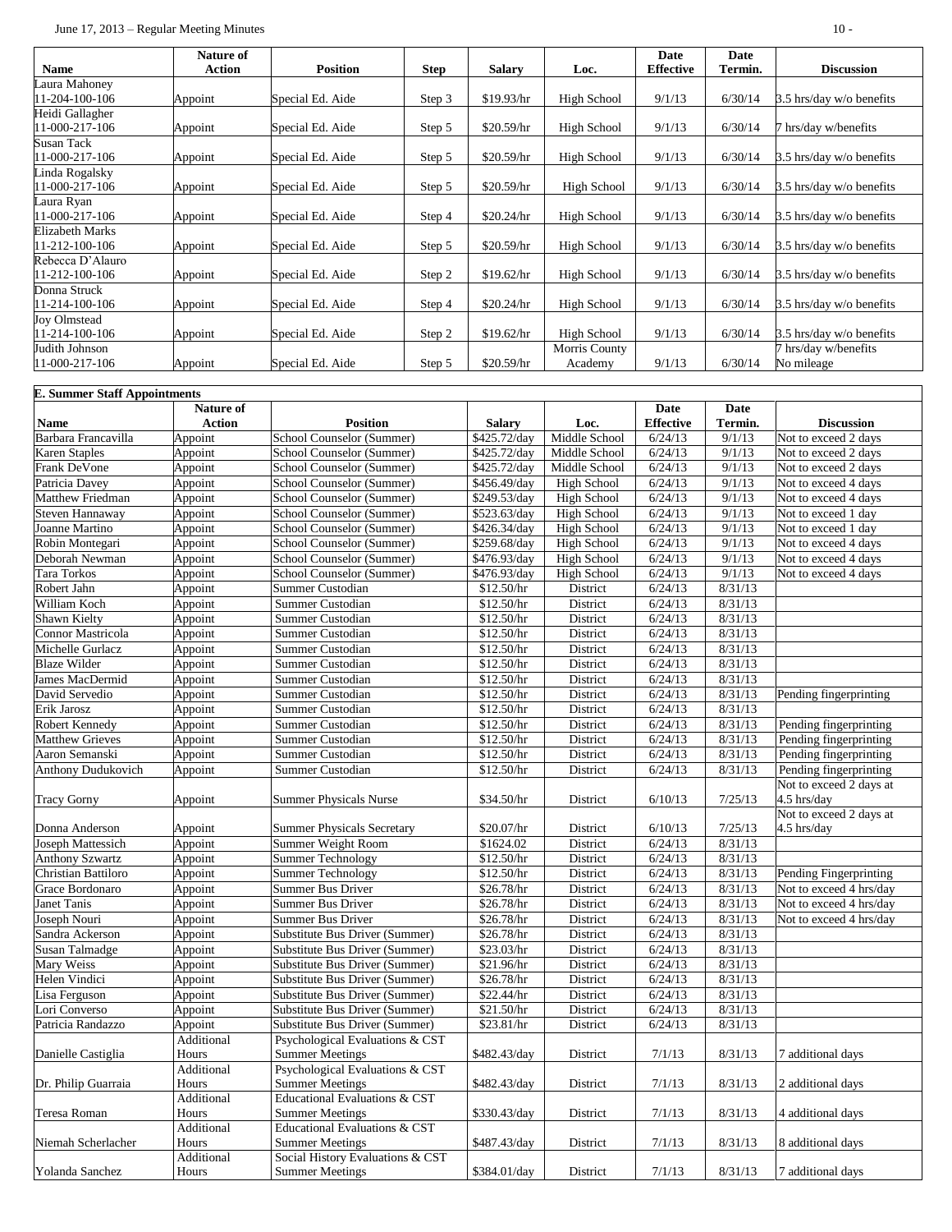| Name | Nature of Action | Position | Step | Salary | Loc. | Date Effective | Date Termin. | Discussion |
|---|---|---|---|---|---|---|---|---|
| Laura Mahoney 11-204-100-106 | Appoint | Special Ed. Aide | Step 3 | $19.93/hr | High School | 9/1/13 | 6/30/14 | 3.5 hrs/day w/o benefits |
| Heidi Gallagher 11-000-217-106 | Appoint | Special Ed. Aide | Step 5 | $20.59/hr | High School | 9/1/13 | 6/30/14 | 7 hrs/day w/benefits |
| Susan Tack 11-000-217-106 | Appoint | Special Ed. Aide | Step 5 | $20.59/hr | High School | 9/1/13 | 6/30/14 | 3.5 hrs/day w/o benefits |
| Linda Rogalsky 11-000-217-106 | Appoint | Special Ed. Aide | Step 5 | $20.59/hr | High School | 9/1/13 | 6/30/14 | 3.5 hrs/day w/o benefits |
| Laura Ryan 11-000-217-106 | Appoint | Special Ed. Aide | Step 4 | $20.24/hr | High School | 9/1/13 | 6/30/14 | 3.5 hrs/day w/o benefits |
| Elizabeth Marks 11-212-100-106 | Appoint | Special Ed. Aide | Step 5 | $20.59/hr | High School | 9/1/13 | 6/30/14 | 3.5 hrs/day w/o benefits |
| Rebecca D'Alauro 11-212-100-106 | Appoint | Special Ed. Aide | Step 2 | $19.62/hr | High School | 9/1/13 | 6/30/14 | 3.5 hrs/day w/o benefits |
| Donna Struck 11-214-100-106 | Appoint | Special Ed. Aide | Step 4 | $20.24/hr | High School | 9/1/13 | 6/30/14 | 3.5 hrs/day w/o benefits |
| Joy Olmstead 11-214-100-106 | Appoint | Special Ed. Aide | Step 2 | $19.62/hr | High School | 9/1/13 | 6/30/14 | 3.5 hrs/day w/o benefits |
| Judith Johnson 11-000-217-106 | Appoint | Special Ed. Aide | Step 5 | $20.59/hr | Morris County Academy | 9/1/13 | 6/30/14 | 7 hrs/day w/benefits No mileage |

**E. Summer Staff Appointments**

| Name | Nature of Action | Position | Salary | Loc. | Date Effective | Date Termin. | Discussion |
|---|---|---|---|---|---|---|---|
| Barbara Francavilla | Appoint | School Counselor (Summer) | $425.72/day | Middle School | 6/24/13 | 9/1/13 | Not to exceed 2 days |
| Karen Staples | Appoint | School Counselor (Summer) | $425.72/day | Middle School | 6/24/13 | 9/1/13 | Not to exceed 2 days |
| Frank DeVone | Appoint | School Counselor (Summer) | $425.72/day | Middle School | 6/24/13 | 9/1/13 | Not to exceed 2 days |
| Patricia Davey | Appoint | School Counselor (Summer) | $456.49/day | High School | 6/24/13 | 9/1/13 | Not to exceed 4 days |
| Matthew Friedman | Appoint | School Counselor (Summer) | $249.53/day | High School | 6/24/13 | 9/1/13 | Not to exceed 4 days |
| Steven Hannaway | Appoint | School Counselor (Summer) | $523.63/day | High School | 6/24/13 | 9/1/13 | Not to exceed 1 day |
| Joanne Martino | Appoint | School Counselor (Summer) | $426.34/day | High School | 6/24/13 | 9/1/13 | Not to exceed 1 day |
| Robin Montegari | Appoint | School Counselor (Summer) | $259.68/day | High School | 6/24/13 | 9/1/13 | Not to exceed 4 days |
| Deborah Newman | Appoint | School Counselor (Summer) | $476.93/day | High School | 6/24/13 | 9/1/13 | Not to exceed 4 days |
| Tara Torkos | Appoint | School Counselor (Summer) | $476.93/day | High School | 6/24/13 | 9/1/13 | Not to exceed 4 days |
| Robert Jahn | Appoint | Summer Custodian | $12.50/hr | District | 6/24/13 | 8/31/13 | |
| William Koch | Appoint | Summer Custodian | $12.50/hr | District | 6/24/13 | 8/31/13 | |
| Shawn Kielty | Appoint | Summer Custodian | $12.50/hr | District | 6/24/13 | 8/31/13 | |
| Connor Mastricola | Appoint | Summer Custodian | $12.50/hr | District | 6/24/13 | 8/31/13 | |
| Michelle Gurlacz | Appoint | Summer Custodian | $12.50/hr | District | 6/24/13 | 8/31/13 | |
| Blaze Wilder | Appoint | Summer Custodian | $12.50/hr | District | 6/24/13 | 8/31/13 | |
| James MacDermid | Appoint | Summer Custodian | $12.50/hr | District | 6/24/13 | 8/31/13 | |
| David Servedio | Appoint | Summer Custodian | $12.50/hr | District | 6/24/13 | 8/31/13 | Pending fingerprinting |
| Erik Jarosz | Appoint | Summer Custodian | $12.50/hr | District | 6/24/13 | 8/31/13 | |
| Robert Kennedy | Appoint | Summer Custodian | $12.50/hr | District | 6/24/13 | 8/31/13 | Pending fingerprinting |
| Matthew Grieves | Appoint | Summer Custodian | $12.50/hr | District | 6/24/13 | 8/31/13 | Pending fingerprinting |
| Aaron Semanski | Appoint | Summer Custodian | $12.50/hr | District | 6/24/13 | 8/31/13 | Pending fingerprinting |
| Anthony Dudukovich | Appoint | Summer Custodian | $12.50/hr | District | 6/24/13 | 8/31/13 | Pending fingerprinting |
| Tracy Gorny | Appoint | Summer Physicals Nurse | $34.50/hr | District | 6/10/13 | 7/25/13 | Not to exceed 2 days at 4.5 hrs/day |
| Donna Anderson | Appoint | Summer Physicals Secretary | $20.07/hr | District | 6/10/13 | 7/25/13 | Not to exceed 2 days at 4.5 hrs/day |
| Joseph Mattessich | Appoint | Summer Weight Room | $1624.02 | District | 6/24/13 | 8/31/13 | |
| Anthony Szwartz | Appoint | Summer Technology | $12.50/hr | District | 6/24/13 | 8/31/13 | |
| Christian Battiloro | Appoint | Summer Technology | $12.50/hr | District | 6/24/13 | 8/31/13 | Pending Fingerprinting |
| Grace Bordonaro | Appoint | Summer Bus Driver | $26.78/hr | District | 6/24/13 | 8/31/13 | Not to exceed 4 hrs/day |
| Janet Tanis | Appoint | Summer Bus Driver | $26.78/hr | District | 6/24/13 | 8/31/13 | Not to exceed 4 hrs/day |
| Joseph Nouri | Appoint | Summer Bus Driver | $26.78/hr | District | 6/24/13 | 8/31/13 | Not to exceed 4 hrs/day |
| Sandra Ackerson | Appoint | Substitute Bus Driver (Summer) | $26.78/hr | District | 6/24/13 | 8/31/13 | |
| Susan Talmadge | Appoint | Substitute Bus Driver (Summer) | $23.03/hr | District | 6/24/13 | 8/31/13 | |
| Mary Weiss | Appoint | Substitute Bus Driver (Summer) | $21.96/hr | District | 6/24/13 | 8/31/13 | |
| Helen Vindici | Appoint | Substitute Bus Driver (Summer) | $26.78/hr | District | 6/24/13 | 8/31/13 | |
| Lisa Ferguson | Appoint | Substitute Bus Driver (Summer) | $22.44/hr | District | 6/24/13 | 8/31/13 | |
| Lori Converso | Appoint | Substitute Bus Driver (Summer) | $21.50/hr | District | 6/24/13 | 8/31/13 | |
| Patricia Randazzo | Appoint | Substitute Bus Driver (Summer) | $23.81/hr | District | 6/24/13 | 8/31/13 | |
| Danielle Castiglia | Additional Hours | Psychological Evaluations & CST Summer Meetings | $482.43/day | District | 7/1/13 | 8/31/13 | 7 additional days |
| Dr. Philip Guarraia | Additional Hours | Psychological Evaluations & CST Summer Meetings | $482.43/day | District | 7/1/13 | 8/31/13 | 2 additional days |
| Teresa Roman | Additional Hours | Educational Evaluations & CST Summer Meetings | $330.43/day | District | 7/1/13 | 8/31/13 | 4 additional days |
| Niemah Scherlacher | Additional Hours | Educational Evaluations & CST Summer Meetings | $487.43/day | District | 7/1/13 | 8/31/13 | 8 additional days |
| Yolanda Sanchez | Additional Hours | Social History Evaluations & CST Summer Meetings | $384.01/day | District | 7/1/13 | 8/31/13 | 7 additional days |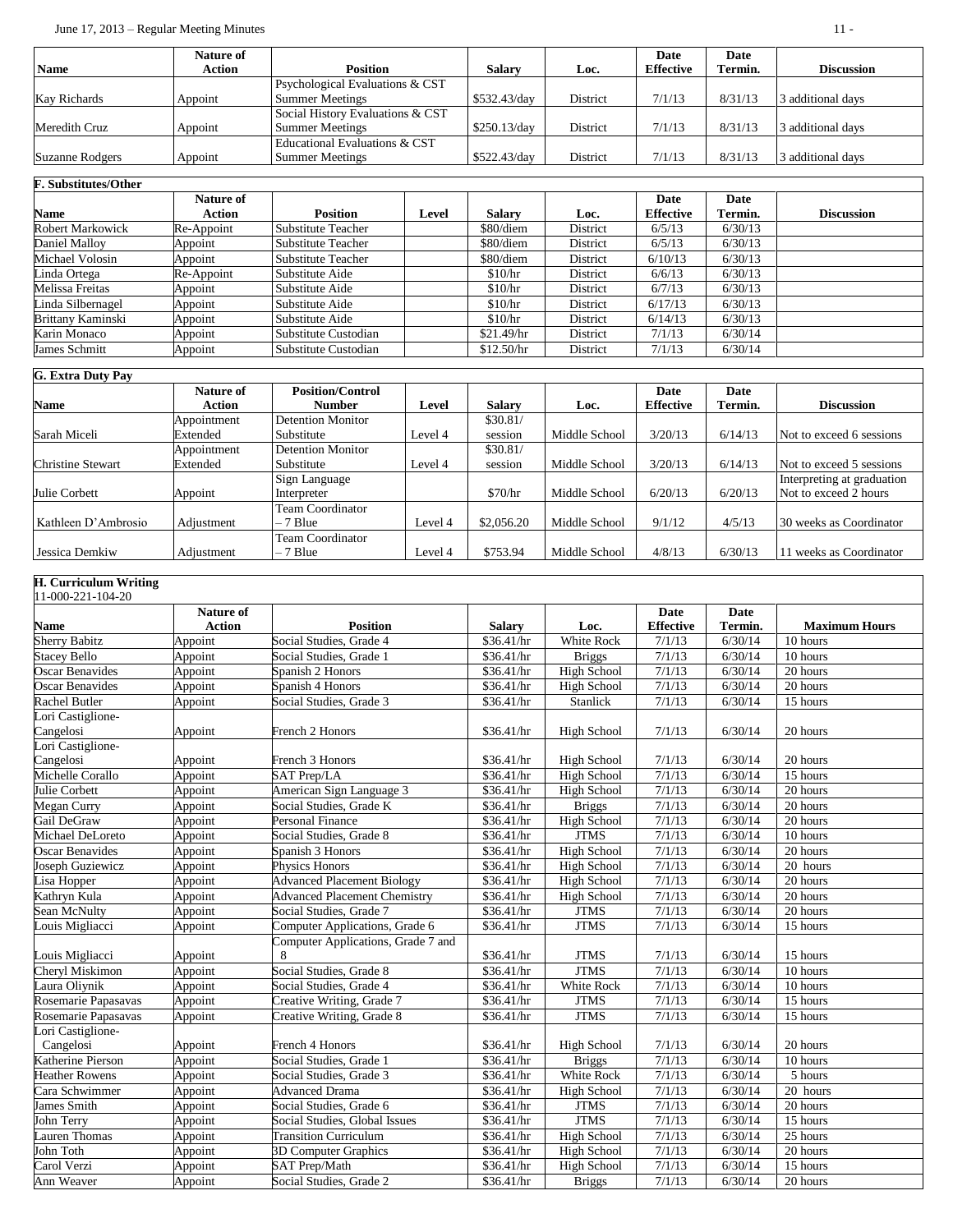| Name | Nature of Action | Position | Salary | Loc. | Date Effective | Date Termin. | Discussion |
|---|---|---|---|---|---|---|---|
| Kay Richards | Appoint | Psychological Evaluations & CST Summer Meetings | $532.43/day | District | 7/1/13 | 8/31/13 | 3 additional days |
| Meredith Cruz | Appoint | Social History Evaluations & CST Summer Meetings | $250.13/day | District | 7/1/13 | 8/31/13 | 3 additional days |
| Suzanne Rodgers | Appoint | Educational Evaluations & CST Summer Meetings | $522.43/day | District | 7/1/13 | 8/31/13 | 3 additional days |

**F. Substitutes/Other**

| Name | Nature of Action | Position | Level | Salary | Loc. | Date Effective | Date Termin. | Discussion |
|---|---|---|---|---|---|---|---|---|
| Robert Markowick | Re-Appoint | Substitute Teacher | | $80/diem | District | 6/5/13 | 6/30/13 | |
| Daniel Malloy | Appoint | Substitute Teacher | | $80/diem | District | 6/5/13 | 6/30/13 | |
| Michael Volosin | Appoint | Substitute Teacher | | $80/diem | District | 6/10/13 | 6/30/13 | |
| Linda Ortega | Re-Appoint | Substitute Aide | | $10/hr | District | 6/6/13 | 6/30/13 | |
| Melissa Freitas | Appoint | Substitute Aide | | $10/hr | District | 6/7/13 | 6/30/13 | |
| Linda Silbernagel | Appoint | Substitute Aide | | $10/hr | District | 6/17/13 | 6/30/13 | |
| Brittany Kaminski | Appoint | Substitute Aide | | $10/hr | District | 6/14/13 | 6/30/13 | |
| Karin Monaco | Appoint | Substitute Custodian | | $21.49/hr | District | 7/1/13 | 6/30/14 | |
| James Schmitt | Appoint | Substitute Custodian | | $12.50/hr | District | 7/1/13 | 6/30/14 | |

**G. Extra Duty Pay**

| Name | Nature of Action | Position/Control Number | Level | Salary | Loc. | Date Effective | Date Termin. | Discussion |
|---|---|---|---|---|---|---|---|---|
| Sarah Miceli | Appointment Extended | Detention Monitor Substitute | Level 4 | $30.81/ session | Middle School | 3/20/13 | 6/14/13 | Not to exceed 6 sessions |
| Christine Stewart | Appointment Extended | Detention Monitor Substitute | Level 4 | $30.81/ session | Middle School | 3/20/13 | 6/14/13 | Not to exceed 5 sessions |
| Julie Corbett | Appoint | Sign Language Interpreter | | $70/hr | Middle School | 6/20/13 | 6/20/13 | Interpreting at graduation Not to exceed 2 hours |
| Kathleen D'Ambrosio | Adjustment | Team Coordinator – 7 Blue | Level 4 | $2,056.20 | Middle School | 9/1/12 | 4/5/13 | 30 weeks as Coordinator |
| Jessica Demkiw | Adjustment | Team Coordinator – 7 Blue | Level 4 | $753.94 | Middle School | 4/8/13 | 6/30/13 | 11 weeks as Coordinator |

**H. Curriculum Writing**
11-000-221-104-20

| Name | Nature of Action | Position | Salary | Loc. | Date Effective | Date Termin. | Maximum Hours |
|---|---|---|---|---|---|---|---|
| Sherry Babitz | Appoint | Social Studies, Grade 4 | $36.41/hr | White Rock | 7/1/13 | 6/30/14 | 10 hours |
| Stacey Bello | Appoint | Social Studies, Grade 1 | $36.41/hr | Briggs | 7/1/13 | 6/30/14 | 10 hours |
| Oscar Benavides | Appoint | Spanish 2 Honors | $36.41/hr | High School | 7/1/13 | 6/30/14 | 20 hours |
| Oscar Benavides | Appoint | Spanish 4 Honors | $36.41/hr | High School | 7/1/13 | 6/30/14 | 20 hours |
| Rachel Butler | Appoint | Social Studies, Grade 3 | $36.41/hr | Stanlick | 7/1/13 | 6/30/14 | 15 hours |
| Lori Castiglione-Cangelosi | Appoint | French 2 Honors | $36.41/hr | High School | 7/1/13 | 6/30/14 | 20 hours |
| Lori Castiglione-Cangelosi | Appoint | French 3 Honors | $36.41/hr | High School | 7/1/13 | 6/30/14 | 20 hours |
| Michelle Corallo | Appoint | SAT Prep/LA | $36.41/hr | High School | 7/1/13 | 6/30/14 | 15 hours |
| Julie Corbett | Appoint | American Sign Language 3 | $36.41/hr | High School | 7/1/13 | 6/30/14 | 20 hours |
| Megan Curry | Appoint | Social Studies, Grade K | $36.41/hr | Briggs | 7/1/13 | 6/30/14 | 20 hours |
| Gail DeGraw | Appoint | Personal Finance | $36.41/hr | High School | 7/1/13 | 6/30/14 | 20 hours |
| Michael DeLoreto | Appoint | Social Studies, Grade 8 | $36.41/hr | JTMS | 7/1/13 | 6/30/14 | 10 hours |
| Oscar Benavides | Appoint | Spanish 3 Honors | $36.41/hr | High School | 7/1/13 | 6/30/14 | 20 hours |
| Joseph Guziewicz | Appoint | Physics Honors | $36.41/hr | High School | 7/1/13 | 6/30/14 | 20 hours |
| Lisa Hopper | Appoint | Advanced Placement Biology | $36.41/hr | High School | 7/1/13 | 6/30/14 | 20 hours |
| Kathryn Kula | Appoint | Advanced Placement Chemistry | $36.41/hr | High School | 7/1/13 | 6/30/14 | 20 hours |
| Sean McNulty | Appoint | Social Studies, Grade 7 | $36.41/hr | JTMS | 7/1/13 | 6/30/14 | 20 hours |
| Louis Migliacci | Appoint | Computer Applications, Grade 6 | $36.41/hr | JTMS | 7/1/13 | 6/30/14 | 15 hours |
| Louis Migliacci | Appoint | Computer Applications, Grade 7 and 8 | $36.41/hr | JTMS | 7/1/13 | 6/30/14 | 15 hours |
| Cheryl Miskimon | Appoint | Social Studies, Grade 8 | $36.41/hr | JTMS | 7/1/13 | 6/30/14 | 10 hours |
| Laura Oliynik | Appoint | Social Studies, Grade 4 | $36.41/hr | White Rock | 7/1/13 | 6/30/14 | 10 hours |
| Rosemarie Papasavas | Appoint | Creative Writing, Grade 7 | $36.41/hr | JTMS | 7/1/13 | 6/30/14 | 15 hours |
| Rosemarie Papasavas | Appoint | Creative Writing, Grade 8 | $36.41/hr | JTMS | 7/1/13 | 6/30/14 | 15 hours |
| Lori Castiglione-Cangelosi | Appoint | French 4 Honors | $36.41/hr | High School | 7/1/13 | 6/30/14 | 20 hours |
| Katherine Pierson | Appoint | Social Studies, Grade 1 | $36.41/hr | Briggs | 7/1/13 | 6/30/14 | 10 hours |
| Heather Rowens | Appoint | Social Studies, Grade 3 | $36.41/hr | White Rock | 7/1/13 | 6/30/14 | 5 hours |
| Cara Schwimmer | Appoint | Advanced Drama | $36.41/hr | High School | 7/1/13 | 6/30/14 | 20 hours |
| James Smith | Appoint | Social Studies, Grade 6 | $36.41/hr | JTMS | 7/1/13 | 6/30/14 | 20 hours |
| John Terry | Appoint | Social Studies, Global Issues | $36.41/hr | JTMS | 7/1/13 | 6/30/14 | 15 hours |
| Lauren Thomas | Appoint | Transition Curriculum | $36.41/hr | High School | 7/1/13 | 6/30/14 | 25 hours |
| John Toth | Appoint | 3D Computer Graphics | $36.41/hr | High School | 7/1/13 | 6/30/14 | 20 hours |
| Carol Verzi | Appoint | SAT Prep/Math | $36.41/hr | High School | 7/1/13 | 6/30/14 | 15 hours |
| Ann Weaver | Appoint | Social Studies, Grade 2 | $36.41/hr | Briggs | 7/1/13 | 6/30/14 | 20 hours |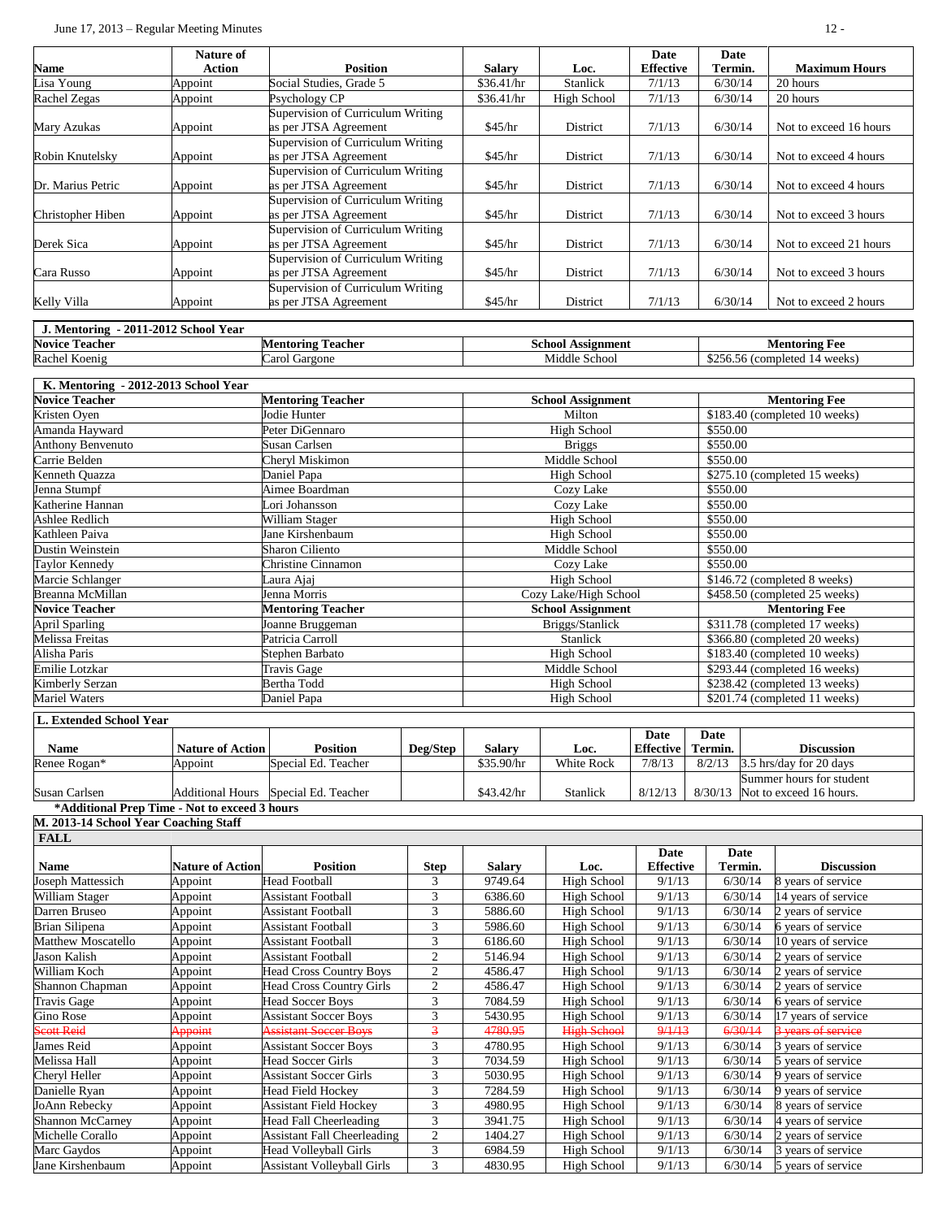| Name | Nature of Action | Position | Salary | Loc. | Date Effective | Date Termin. | Maximum Hours |
|---|---|---|---|---|---|---|---|
| Lisa Young | Appoint | Social Studies, Grade 5 | $36.41/hr | Stanlick | 7/1/13 | 6/30/14 | 20 hours |
| Rachel Zegas | Appoint | Psychology CP | $36.41/hr | High School | 7/1/13 | 6/30/14 | 20 hours |
| Mary Azukas | Appoint | Supervision of Curriculum Writing as per JTSA Agreement | $45/hr | District | 7/1/13 | 6/30/14 | Not to exceed 16 hours |
| Robin Knutelsky | Appoint | Supervision of Curriculum Writing as per JTSA Agreement | $45/hr | District | 7/1/13 | 6/30/14 | Not to exceed 4 hours |
| Dr. Marius Petric | Appoint | Supervision of Curriculum Writing as per JTSA Agreement | $45/hr | District | 7/1/13 | 6/30/14 | Not to exceed 4 hours |
| Christopher Hiben | Appoint | Supervision of Curriculum Writing as per JTSA Agreement | $45/hr | District | 7/1/13 | 6/30/14 | Not to exceed 3 hours |
| Derek Sica | Appoint | Supervision of Curriculum Writing as per JTSA Agreement | $45/hr | District | 7/1/13 | 6/30/14 | Not to exceed 21 hours |
| Cara Russo | Appoint | Supervision of Curriculum Writing as per JTSA Agreement | $45/hr | District | 7/1/13 | 6/30/14 | Not to exceed 3 hours |
| Kelly Villa | Appoint | Supervision of Curriculum Writing as per JTSA Agreement | $45/hr | District | 7/1/13 | 6/30/14 | Not to exceed 2 hours |

**J. Mentoring - 2011-2012 School Year**

| Novice Teacher | Mentoring Teacher | School Assignment | Mentoring Fee |
|---|---|---|---|
| Rachel Koenig | Carol Gargone | Middle School | $256.56 (completed 14 weeks) |

**K. Mentoring - 2012-2013 School Year**

| Novice Teacher | Mentoring Teacher | School Assignment | Mentoring Fee |
|---|---|---|---|
| Kristen Oyen | Jodie Hunter | Milton | $183.40 (completed 10 weeks) |
| Amanda Hayward | Peter DiGennaro | High School | $550.00 |
| Anthony Benvenuto | Susan Carlsen | Briggs | $550.00 |
| Carrie Belden | Cheryl Miskimon | Middle School | $550.00 |
| Kenneth Quazza | Daniel Papa | High School | $275.10 (completed 15 weeks) |
| Jenna Stumpf | Aimee Boardman | Cozy Lake | $550.00 |
| Katherine Hannan | Lori Johansson | Cozy Lake | $550.00 |
| Ashlee Redlich | William Stager | High School | $550.00 |
| Kathleen Paiva | Jane Kirshenbaum | High School | $550.00 |
| Dustin Weinstein | Sharon Ciliento | Middle School | $550.00 |
| Taylor Kennedy | Christine Cinnamon | Cozy Lake | $550.00 |
| Marcie Schlanger | Laura Ajaj | High School | $146.72 (completed 8 weeks) |
| Breanna McMillan | Jenna Morris | Cozy Lake/High School | $458.50 (completed 25 weeks) |
| **Novice Teacher** | **Mentoring Teacher** | **School Assignment** | **Mentoring Fee** |
| April Sparling | Joanne Bruggeman | Briggs/Stanlick | $311.78 (completed 17 weeks) |
| Melissa Freitas | Patricia Carroll | Stanlick | $366.80 (completed 20 weeks) |
| Alisha Paris | Stephen Barbato | High School | $183.40 (completed 10 weeks) |
| Emilie Lotzkar | Travis Gage | Middle School | $293.44 (completed 16 weeks) |
| Kimberly Serzan | Bertha Todd | High School | $238.42 (completed 13 weeks) |
| Mariel Waters | Daniel Papa | High School | $201.74 (completed 11 weeks) |

**L. Extended School Year**

| Name | Nature of Action | Position | Deg/Step | Salary | Loc. | Date Effective | Date Termin. | Discussion |
|---|---|---|---|---|---|---|---|---|
| Renee Rogan* | Appoint | Special Ed. Teacher | | $35.90/hr | White Rock | 7/8/13 | 8/2/13 | 3.5 hrs/day for 20 days |
| Susan Carlsen | Additional Hours | Special Ed. Teacher | | $43.42/hr | Stanlick | 8/12/13 | 8/30/13 | Summer hours for student Not to exceed 16 hours. |

***Additional Prep Time - Not to exceed 3 hours**

**M. 2013-14 School Year Coaching Staff**

**FALL**

| Name | Nature of Action | Position | Step | Salary | Loc. | Date Effective | Date Termin. | Discussion |
|---|---|---|---|---|---|---|---|---|
| Joseph Mattessich | Appoint | Head Football | 3 | 9749.64 | High School | 9/1/13 | 6/30/14 | 8 years of service |
| William Stager | Appoint | Assistant Football | 3 | 6386.60 | High School | 9/1/13 | 6/30/14 | 14 years of service |
| Darren Bruseo | Appoint | Assistant Football | 3 | 5886.60 | High School | 9/1/13 | 6/30/14 | 2 years of service |
| Brian Silipena | Appoint | Assistant Football | 3 | 5986.60 | High School | 9/1/13 | 6/30/14 | 6 years of service |
| Matthew Moscatello | Appoint | Assistant Football | 3 | 6186.60 | High School | 9/1/13 | 6/30/14 | 10 years of service |
| Jason Kalish | Appoint | Assistant Football | 2 | 5146.94 | High School | 9/1/13 | 6/30/14 | 2 years of service |
| William Koch | Appoint | Head Cross Country Boys | 2 | 4586.47 | High School | 9/1/13 | 6/30/14 | 2 years of service |
| Shannon Chapman | Appoint | Head Cross Country Girls | 2 | 4586.47 | High School | 9/1/13 | 6/30/14 | 2 years of service |
| Travis Gage | Appoint | Head Soccer Boys | 3 | 7084.59 | High School | 9/1/13 | 6/30/14 | 6 years of service |
| Gino Rose | Appoint | Assistant Soccer Boys | 3 | 5430.95 | High School | 9/1/13 | 6/30/14 | 17 years of service |
| ~~Scott Reid~~ | ~~Appoint~~ | ~~Assistant Soccer Boys~~ | ~~3~~ | ~~4780.95~~ | ~~High School~~ | ~~9/1/13~~ | ~~6/30/14~~ | ~~3 years of service~~ |
| James Reid | Appoint | Assistant Soccer Boys | 3 | 4780.95 | High School | 9/1/13 | 6/30/14 | 3 years of service |
| Melissa Hall | Appoint | Head Soccer Girls | 3 | 7034.59 | High School | 9/1/13 | 6/30/14 | 5 years of service |
| Cheryl Heller | Appoint | Assistant Soccer Girls | 3 | 5030.95 | High School | 9/1/13 | 6/30/14 | 9 years of service |
| Danielle Ryan | Appoint | Head Field Hockey | 3 | 7284.59 | High School | 9/1/13 | 6/30/14 | 9 years of service |
| JoAnn Rebecky | Appoint | Assistant Field Hockey | 3 | 4980.95 | High School | 9/1/13 | 6/30/14 | 8 years of service |
| Shannon McCarney | Appoint | Head Fall Cheerleading | 3 | 3941.75 | High School | 9/1/13 | 6/30/14 | 4 years of service |
| Michelle Corallo | Appoint | Assistant Fall Cheerleading | 2 | 1404.27 | High School | 9/1/13 | 6/30/14 | 2 years of service |
| Marc Gaydos | Appoint | Head Volleyball Girls | 3 | 6984.59 | High School | 9/1/13 | 6/30/14 | 3 years of service |
| Jane Kirshenbaum | Appoint | Assistant Volleyball Girls | 3 | 4830.95 | High School | 9/1/13 | 6/30/14 | 5 years of service |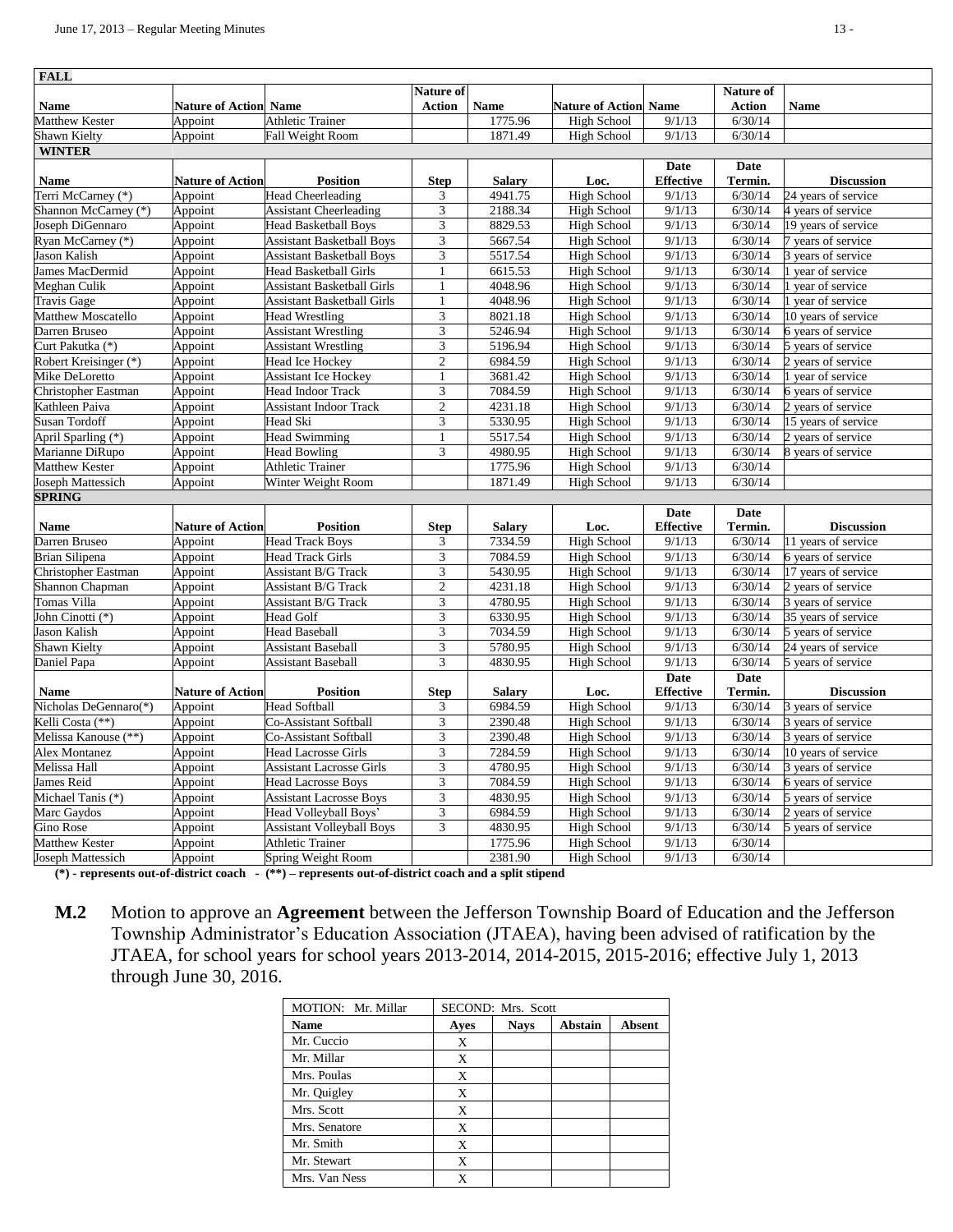| FALL | | | | | | | | |
|---|---|---|---|---|---|---|---|---|
| Name | Nature of Action | Name | Nature of Action | Name | Nature of Action | Name | Nature of Action | Name |
| Matthew Kester | Appoint | Athletic Trainer | | 1775.96 | High School | 9/1/13 | 6/30/14 | |
| Shawn Kielty | Appoint | Fall Weight Room | | 1871.49 | High School | 9/1/13 | 6/30/14 | |
| **WINTER** | | | | | | | | |
| Name | Nature of Action | Position | Step | Salary | Loc. | Date Effective | Date Termin. | Discussion |
| Terri McCarney (*) | Appoint | Head Cheerleading | 3 | 4941.75 | High School | 9/1/13 | 6/30/14 | 24 years of service |
| Shannon McCarney (*) | Appoint | Assistant Cheerleading | 3 | 2188.34 | High School | 9/1/13 | 6/30/14 | 4 years of service |
| Joseph DiGennaro | Appoint | Head Basketball Boys | 3 | 8829.53 | High School | 9/1/13 | 6/30/14 | 19 years of service |
| Ryan McCarney (*) | Appoint | Assistant Basketball Boys | 3 | 5667.54 | High School | 9/1/13 | 6/30/14 | 7 years of service |
| Jason Kalish | Appoint | Assistant Basketball Boys | 3 | 5517.54 | High School | 9/1/13 | 6/30/14 | 3 years of service |
| James MacDermid | Appoint | Head Basketball Girls | 1 | 6615.53 | High School | 9/1/13 | 6/30/14 | 1 year of service |
| Meghan Culik | Appoint | Assistant Basketball Girls | 1 | 4048.96 | High School | 9/1/13 | 6/30/14 | 1 year of service |
| Travis Gage | Appoint | Assistant Basketball Girls | 1 | 4048.96 | High School | 9/1/13 | 6/30/14 | 1 year of service |
| Matthew Moscatello | Appoint | Head Wrestling | 3 | 8021.18 | High School | 9/1/13 | 6/30/14 | 10 years of service |
| Darren Bruseo | Appoint | Assistant Wrestling | 3 | 5246.94 | High School | 9/1/13 | 6/30/14 | 6 years of service |
| Curt Pakutka (*) | Appoint | Assistant Wrestling | 3 | 5196.94 | High School | 9/1/13 | 6/30/14 | 5 years of service |
| Robert Kreisinger (*) | Appoint | Head Ice Hockey | 2 | 6984.59 | High School | 9/1/13 | 6/30/14 | 2 years of service |
| Mike DeLoretto | Appoint | Assistant Ice Hockey | 1 | 3681.42 | High School | 9/1/13 | 6/30/14 | 1 year of service |
| Christopher Eastman | Appoint | Head Indoor Track | 3 | 7084.59 | High School | 9/1/13 | 6/30/14 | 6 years of service |
| Kathleen Paiva | Appoint | Assistant Indoor Track | 2 | 4231.18 | High School | 9/1/13 | 6/30/14 | 2 years of service |
| Susan Tordoff | Appoint | Head Ski | 3 | 5330.95 | High School | 9/1/13 | 6/30/14 | 15 years of service |
| April Sparling (*) | Appoint | Head Swimming | 1 | 5517.54 | High School | 9/1/13 | 6/30/14 | 2 years of service |
| Marianne DiRupo | Appoint | Head Bowling | 3 | 4980.95 | High School | 9/1/13 | 6/30/14 | 8 years of service |
| Matthew Kester | Appoint | Athletic Trainer | | 1775.96 | High School | 9/1/13 | 6/30/14 | |
| Joseph Mattessich | Appoint | Winter Weight Room | | 1871.49 | High School | 9/1/13 | 6/30/14 | |
| **SPRING** | | | | | | | | |
| Name | Nature of Action | Position | Step | Salary | Loc. | Date Effective | Date Termin. | Discussion |
| Darren Bruseo | Appoint | Head Track Boys | 3 | 7334.59 | High School | 9/1/13 | 6/30/14 | 11 years of service |
| Brian Silipena | Appoint | Head Track Girls | 3 | 7084.59 | High School | 9/1/13 | 6/30/14 | 6 years of service |
| Christopher Eastman | Appoint | Assistant B/G Track | 3 | 5430.95 | High School | 9/1/13 | 6/30/14 | 17 years of service |
| Shannon Chapman | Appoint | Assistant B/G Track | 2 | 4231.18 | High School | 9/1/13 | 6/30/14 | 2 years of service |
| Tomas Villa | Appoint | Assistant B/G Track | 3 | 4780.95 | High School | 9/1/13 | 6/30/14 | 3 years of service |
| John Cinotti (*) | Appoint | Head Golf | 3 | 6330.95 | High School | 9/1/13 | 6/30/14 | 35 years of service |
| Jason Kalish | Appoint | Head Baseball | 3 | 7034.59 | High School | 9/1/13 | 6/30/14 | 5 years of service |
| Shawn Kielty | Appoint | Assistant Baseball | 3 | 5780.95 | High School | 9/1/13 | 6/30/14 | 24 years of service |
| Daniel Papa | Appoint | Assistant Baseball | 3 | 4830.95 | High School | 9/1/13 | 6/30/14 | 5 years of service |
| Name | Nature of Action | Position | Step | Salary | Loc. | Date Effective | Date Termin. | Discussion |
| Nicholas DeGennaro(*) | Appoint | Head Softball | 3 | 6984.59 | High School | 9/1/13 | 6/30/14 | 3 years of service |
| Kelli Costa (**) | Appoint | Co-Assistant Softball | 3 | 2390.48 | High School | 9/1/13 | 6/30/14 | 3 years of service |
| Melissa Kanouse (**) | Appoint | Co-Assistant Softball | 3 | 2390.48 | High School | 9/1/13 | 6/30/14 | 3 years of service |
| Alex Montanez | Appoint | Head Lacrosse Girls | 3 | 7284.59 | High School | 9/1/13 | 6/30/14 | 10 years of service |
| Melissa Hall | Appoint | Assistant Lacrosse Girls | 3 | 4780.95 | High School | 9/1/13 | 6/30/14 | 3 years of service |
| James Reid | Appoint | Head Lacrosse Boys | 3 | 7084.59 | High School | 9/1/13 | 6/30/14 | 6 years of service |
| Michael Tanis (*) | Appoint | Assistant Lacrosse Boys | 3 | 4830.95 | High School | 9/1/13 | 6/30/14 | 5 years of service |
| Marc Gaydos | Appoint | Head Volleyball Boys' | 3 | 6984.59 | High School | 9/1/13 | 6/30/14 | 2 years of service |
| Gino Rose | Appoint | Assistant Volleyball Boys | 3 | 4830.95 | High School | 9/1/13 | 6/30/14 | 5 years of service |
| Matthew Kester | Appoint | Athletic Trainer | | 1775.96 | High School | 9/1/13 | 6/30/14 | |
| Joseph Mattessich | Appoint | Spring Weight Room | | 2381.90 | High School | 9/1/13 | 6/30/14 | |

**(*) - represents out-of-district coach - (**) – represents out-of-district coach and a split stipend**

**M.2** Motion to approve an **Agreement** between the Jefferson Township Board of Education and the Jefferson Township Administrator's Education Association (JTAEA), having been advised of ratification by the JTAEA, for school years for school years 2013-2014, 2014-2015, 2015-2016; effective July 1, 2013 through June 30, 2016.

| MOTION: Mr. Millar | SECOND: Mrs. Scott | | | |
|---|---|---|---|---|
| Name | Ayes | Nays | Abstain | Absent |
| Mr. Cuccio | X | | | |
| Mr. Millar | X | | | |
| Mrs. Poulas | X | | | |
| Mr. Quigley | X | | | |
| Mrs. Scott | X | | | |
| Mrs. Senatore | X | | | |
| Mr. Smith | X | | | |
| Mr. Stewart | X | | | |
| Mrs. Van Ness | X | | | |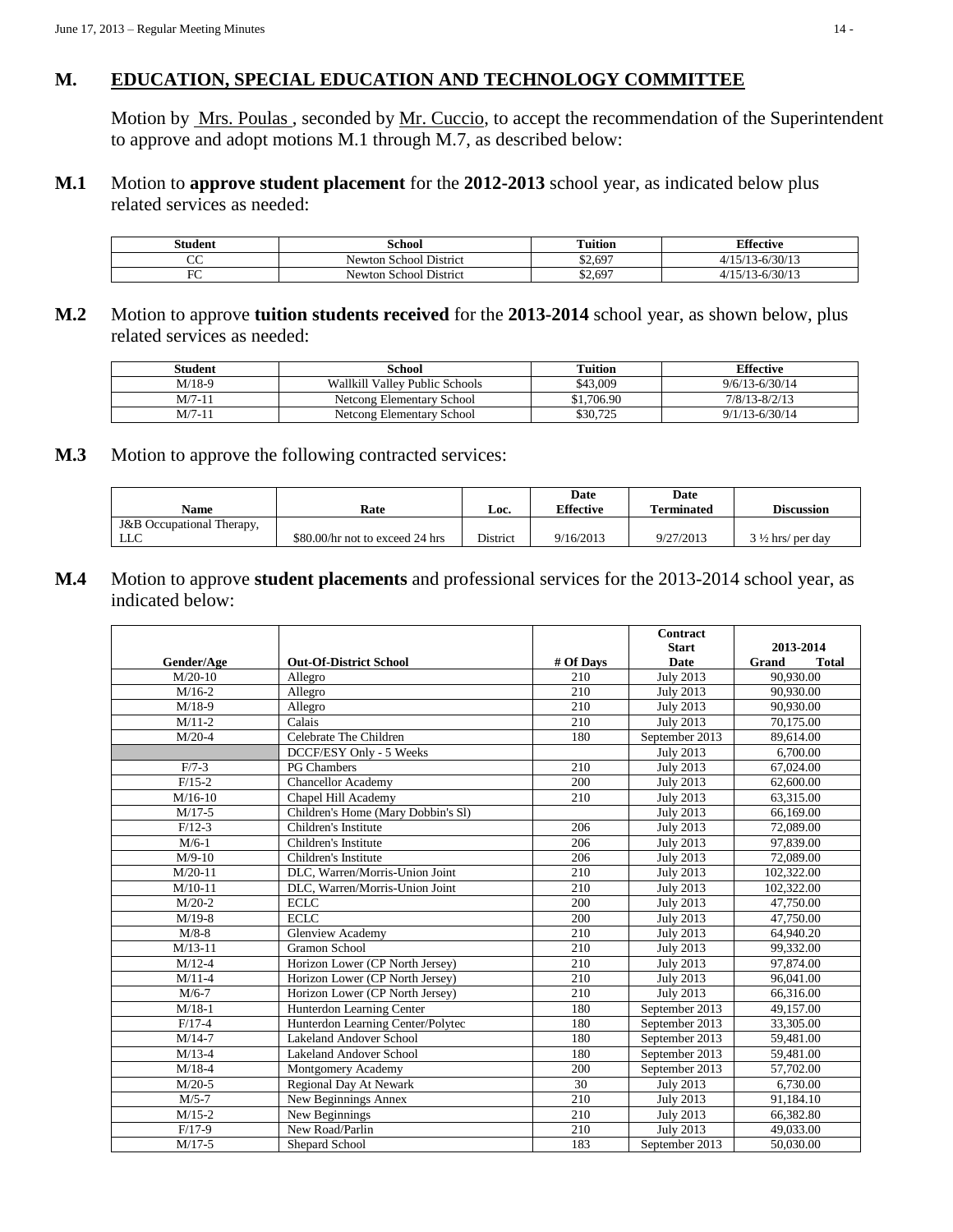## M. EDUCATION, SPECIAL EDUCATION AND TECHNOLOGY COMMITTEE

Motion by Mrs. Poulas , seconded by Mr. Cuccio, to accept the recommendation of the Superintendent to approve and adopt motions M.1 through M.7, as described below:

**M.1** Motion to **approve student placement** for the **2012-2013** school year, as indicated below plus related services as needed:

| Student | School | Tuition | Effective |
|---|---|---|---|
| CC | Newton School District | \$2,697 | 4/15/13-6/30/13 |
| FC | Newton School District | \$2,697 | 4/15/13-6/30/13 |

**M.2** Motion to approve **tuition students received** for the **2013-2014** school year, as shown below, plus related services as needed:

| Student | School | Tuition | Effective |
|---|---|---|---|
| M/18-9 | Wallkill Valley Public Schools | \$43,009 | 9/6/13-6/30/14 |
| M/7-11 | Netcong Elementary School | \$1,706.90 | 7/8/13-8/2/13 |
| M/7-11 | Netcong Elementary School | \$30,725 | 9/1/13-6/30/14 |

**M.3** Motion to approve the following contracted services:

| Name | Rate | Loc. | Date Effective | Date Terminated | Discussion |
|---|---|---|---|---|---|
| J&B Occupational Therapy, LLC | \$80.00/hr not to exceed 24 hrs | District | 9/16/2013 | 9/27/2013 | 3 ½ hrs/ per day |

**M.4** Motion to approve **student placements** and professional services for the 2013-2014 school year, as indicated below:

| Gender/Age | Out-Of-District School | # Of Days | Contract Start Date | 2013-2014 Grand Total |
|---|---|---|---|---|
| M/20-10 | Allegro | 210 | July 2013 | 90,930.00 |
| M/16-2 | Allegro | 210 | July 2013 | 90,930.00 |
| M/18-9 | Allegro | 210 | July 2013 | 90,930.00 |
| M/11-2 | Calais | 210 | July 2013 | 70,175.00 |
| M/20-4 | Celebrate The Children | 180 | September 2013 | 89,614.00 |
| | DCCF/ESY Only - 5 Weeks | | July 2013 | 6,700.00 |
| F/7-3 | PG Chambers | 210 | July 2013 | 67,024.00 |
| F/15-2 | Chancellor Academy | 200 | July 2013 | 62,600.00 |
| M/16-10 | Chapel Hill Academy | 210 | July 2013 | 63,315.00 |
| M/17-5 | Children's Home (Mary Dobbin's Sl) | | July 2013 | 66,169.00 |
| F/12-3 | Children's Institute | 206 | July 2013 | 72,089.00 |
| M/6-1 | Children's Institute | 206 | July 2013 | 97,839.00 |
| M/9-10 | Children's Institute | 206 | July 2013 | 72,089.00 |
| M/20-11 | DLC, Warren/Morris-Union Joint | 210 | July 2013 | 102,322.00 |
| M/10-11 | DLC, Warren/Morris-Union Joint | 210 | July 2013 | 102,322.00 |
| M/20-2 | ECLC | 200 | July 2013 | 47,750.00 |
| M/19-8 | ECLC | 200 | July 2013 | 47,750.00 |
| M/8-8 | Glenview Academy | 210 | July 2013 | 64,940.20 |
| M/13-11 | Gramon School | 210 | July 2013 | 99,332.00 |
| M/12-4 | Horizon Lower (CP North Jersey) | 210 | July 2013 | 97,874.00 |
| M/11-4 | Horizon Lower (CP North Jersey) | 210 | July 2013 | 96,041.00 |
| M/6-7 | Horizon Lower (CP North Jersey) | 210 | July 2013 | 66,316.00 |
| M/18-1 | Hunterdon Learning Center | 180 | September 2013 | 49,157.00 |
| F/17-4 | Hunterdon Learning Center/Polytec | 180 | September 2013 | 33,305.00 |
| M/14-7 | Lakeland Andover School | 180 | September 2013 | 59,481.00 |
| M/13-4 | Lakeland Andover School | 180 | September 2013 | 59,481.00 |
| M/18-4 | Montgomery Academy | 200 | September 2013 | 57,702.00 |
| M/20-5 | Regional Day At Newark | 30 | July 2013 | 6,730.00 |
| M/5-7 | New Beginnings Annex | 210 | July 2013 | 91,184.10 |
| M/15-2 | New Beginnings | 210 | July 2013 | 66,382.80 |
| F/17-9 | New Road/Parlin | 210 | July 2013 | 49,033.00 |
| M/17-5 | Shepard School | 183 | September 2013 | 50,030.00 |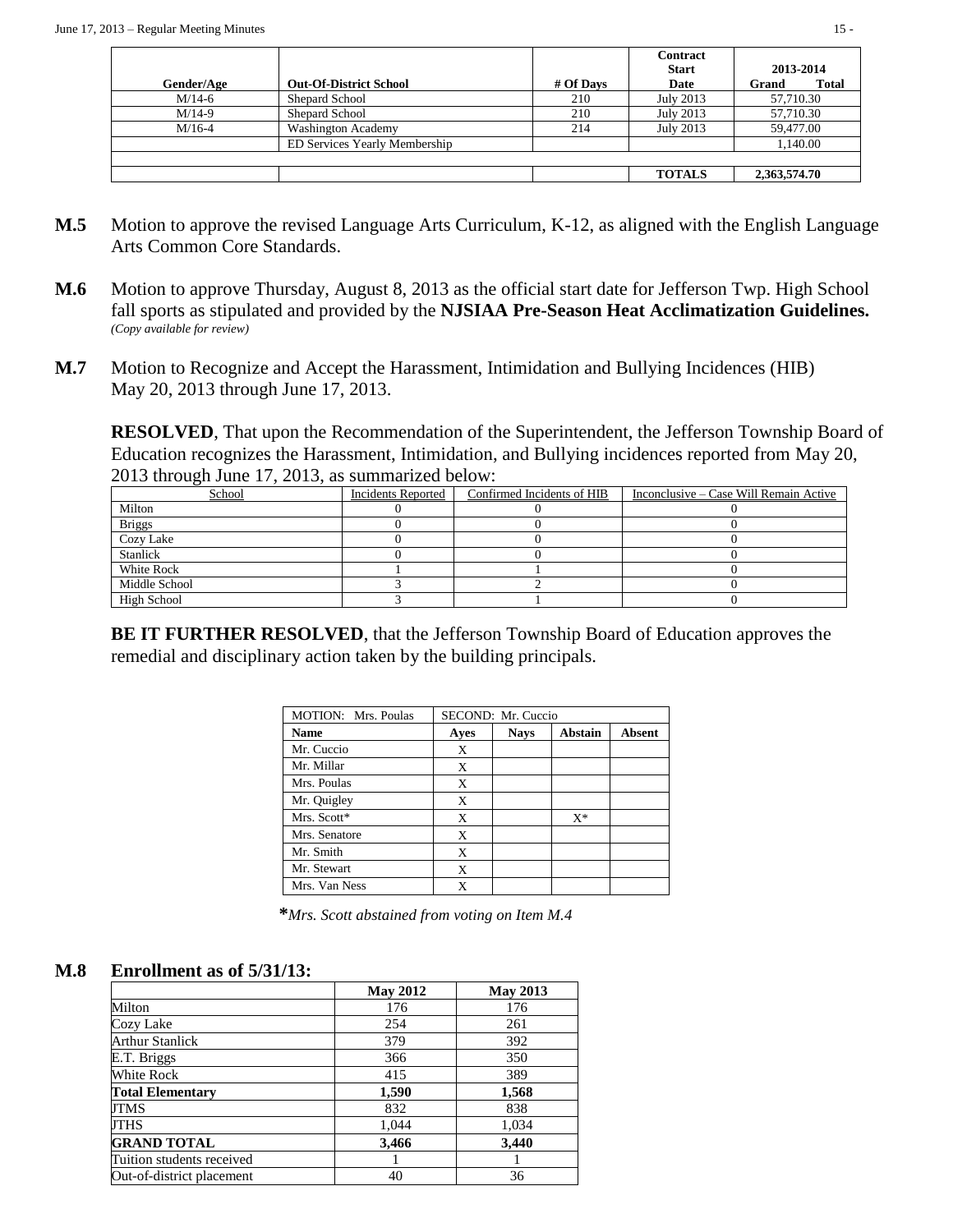| Gender/Age | Out-Of-District School | # Of Days | Contract Start Date | 2013-2014 Grand Total |
|---|---|---|---|---|
| M/14-6 | Shepard School | 210 | July 2013 | 57,710.30 |
| M/14-9 | Shepard School | 210 | July 2013 | 57,710.30 |
| M/16-4 | Washington Academy | 214 | July 2013 | 59,477.00 |
| | ED Services Yearly Membership | | | 1,140.00 |
| | | | | |
| | | | **TOTALS** | **2,363,574.70** |

**M.5** Motion to approve the revised Language Arts Curriculum, K-12, as aligned with the English Language Arts Common Core Standards.

**M.6** Motion to approve Thursday, August 8, 2013 as the official start date for Jefferson Twp. High School fall sports as stipulated and provided by the **NJSIAA Pre-Season Heat Acclimatization Guidelines.** *(Copy available for review)*

**M.7** Motion to Recognize and Accept the Harassment, Intimidation and Bullying Incidences (HIB) May 20, 2013 through June 17, 2013.

**RESOLVED**, That upon the Recommendation of the Superintendent, the Jefferson Township Board of Education recognizes the Harassment, Intimidation, and Bullying incidences reported from May 20, 2013 through June 17, 2013, as summarized below:

| School | Incidents Reported | Confirmed Incidents of HIB | Inconclusive – Case Will Remain Active |
|---|---|---|---|
| Milton | 0 | 0 | 0 |
| Briggs | 0 | 0 | 0 |
| Cozy Lake | 0 | 0 | 0 |
| Stanlick | 0 | 0 | 0 |
| White Rock | 1 | 1 | 0 |
| Middle School | 3 | 2 | 0 |
| High School | 3 | 1 | 0 |

**BE IT FURTHER RESOLVED**, that the Jefferson Township Board of Education approves the remedial and disciplinary action taken by the building principals.

| MOTION: Mrs. Poulas | SECOND: Mr. Cuccio | | | |
|---|---|---|---|---|
| **Name** | **Ayes** | **Nays** | **Abstain** | **Absent** |
| Mr. Cuccio | X | | | |
| Mr. Millar | X | | | |
| Mrs. Poulas | X | | | |
| Mr. Quigley | X | | | |
| Mrs. Scott* | X | | X* | |
| Mrs. Senatore | X | | | |
| Mr. Smith | X | | | |
| Mr. Stewart | X | | | |
| Mrs. Van Ness | X | | | |

***Mrs. Scott abstained from voting on Item M.4***

**M.8 Enrollment as of 5/31/13:**

| | **May 2012** | **May 2013** |
|---|---|---|
| Milton | 176 | 176 |
| Cozy Lake | 254 | 261 |
| Arthur Stanlick | 379 | 392 |
| E.T. Briggs | 366 | 350 |
| White Rock | 415 | 389 |
| **Total Elementary** | **1,590** | **1,568** |
| JTMS | 832 | 838 |
| JTHS | 1,044 | 1,034 |
| **GRAND TOTAL** | **3,466** | **3,440** |
| Tuition students received | 1 | 1 |
| Out-of-district placement | 40 | 36 |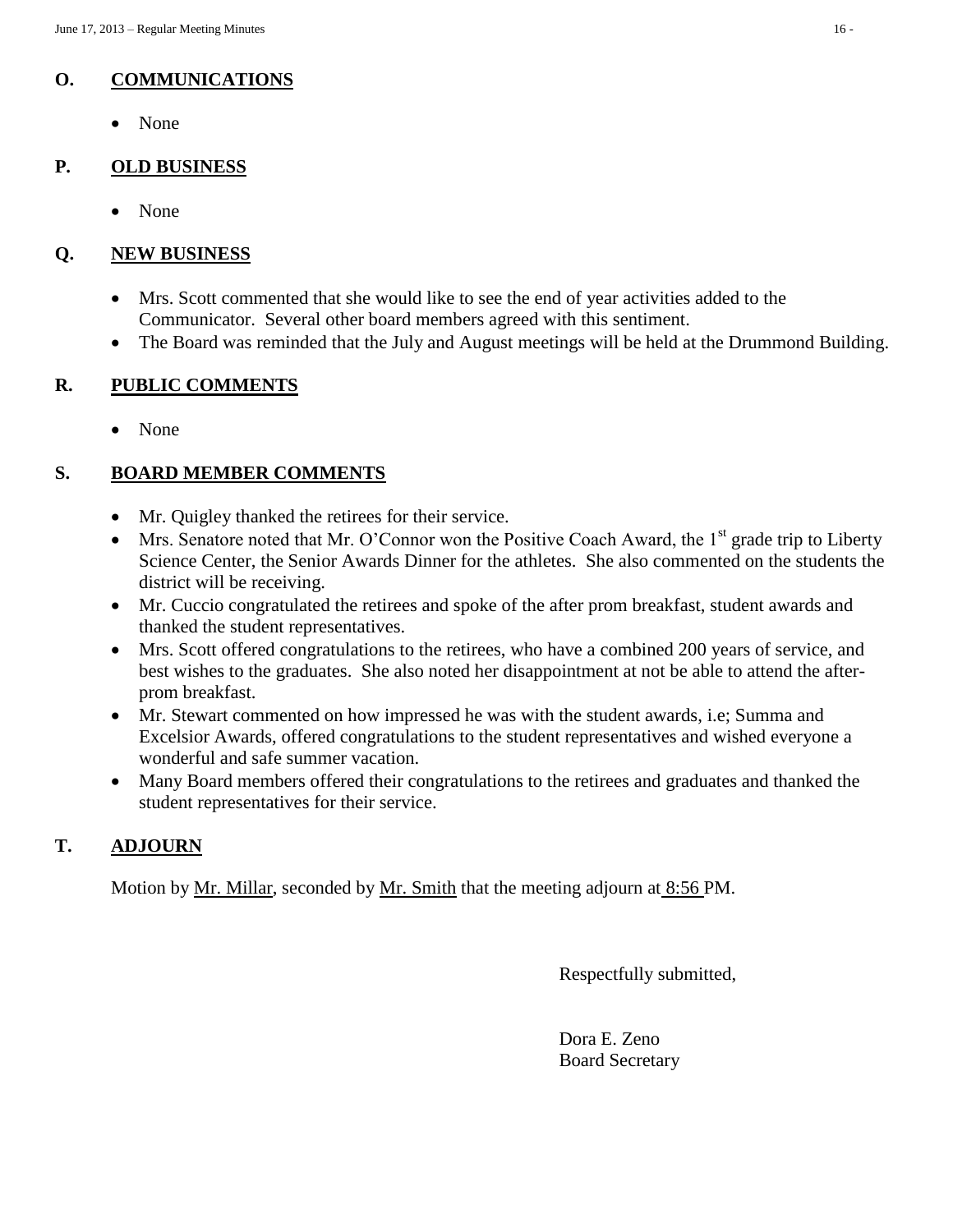## O. COMMUNICATIONS

- None

## P. OLD BUSINESS

- None

## Q. NEW BUSINESS

- Mrs. Scott commented that she would like to see the end of year activities added to the Communicator. Several other board members agreed with this sentiment.
- The Board was reminded that the July and August meetings will be held at the Drummond Building.

## R. PUBLIC COMMENTS

- None

## S. BOARD MEMBER COMMENTS

- Mr. Quigley thanked the retirees for their service.
- Mrs. Senatore noted that Mr. O'Connor won the Positive Coach Award, the 1st grade trip to Liberty Science Center, the Senior Awards Dinner for the athletes. She also commented on the students the district will be receiving.
- Mr. Cuccio congratulated the retirees and spoke of the after prom breakfast, student awards and thanked the student representatives.
- Mrs. Scott offered congratulations to the retirees, who have a combined 200 years of service, and best wishes to the graduates. She also noted her disappointment at not be able to attend the after-prom breakfast.
- Mr. Stewart commented on how impressed he was with the student awards, i.e; Summa and Excelsior Awards, offered congratulations to the student representatives and wished everyone a wonderful and safe summer vacation.
- Many Board members offered their congratulations to the retirees and graduates and thanked the student representatives for their service.

## T. ADJOURN

Motion by Mr. Millar, seconded by Mr. Smith that the meeting adjourn at 8:56 PM.

Respectfully submitted,

Dora E. Zeno
Board Secretary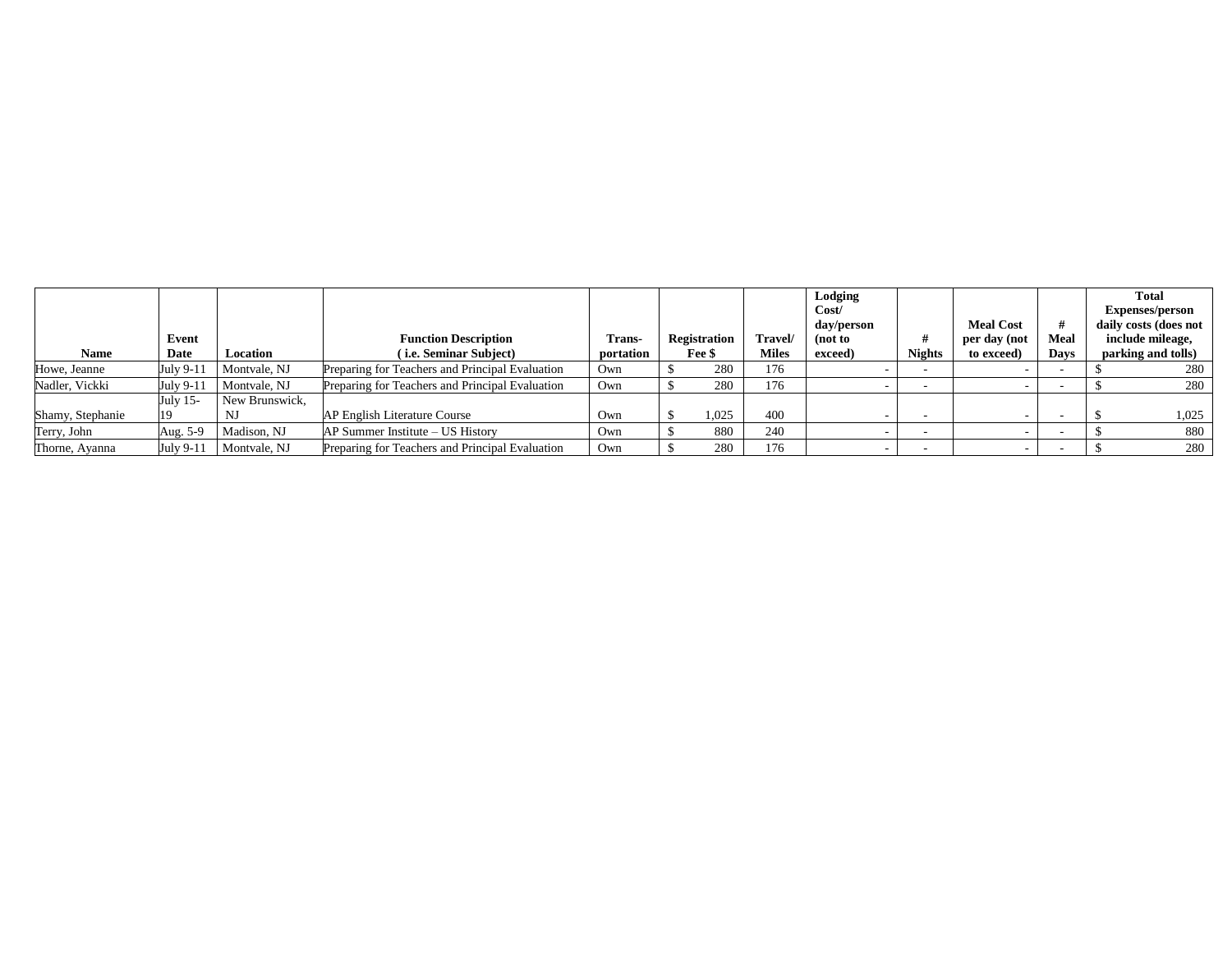| Name | Event Date | Location | Function Description ( i.e. Seminar Subject) | Trans-portation | Registration Fee $ | Travel/ Miles | Lodging Cost/ day/person (not to exceed) | # Nights | Meal Cost per day (not to exceed) | # Meal Days | Total Expenses/person daily costs (does not include mileage, parking and tolls) |
|---|---|---|---|---|---|---|---|---|---|---|---|
| Howe, Jeanne | July 9-11 | Montvale, NJ | Preparing for Teachers and Principal Evaluation | Own | $ 280 | 176 | - | - | - | - | $ 280 |
| Nadler, Vickki | July 9-11 | Montvale, NJ | Preparing for Teachers and Principal Evaluation | Own | $ 280 | 176 | - | - | - | - | $ 280 |
| Shamy, Stephanie | July 15-19 | New Brunswick, NJ | AP English Literature Course | Own | $ 1,025 | 400 | - | - | - | - | $ 1,025 |
| Terry, John | Aug. 5-9 | Madison, NJ | AP Summer Institute – US History | Own | $ 880 | 240 | - | - | - | - | $ 880 |
| Thorne, Ayanna | July 9-11 | Montvale, NJ | Preparing for Teachers and Principal Evaluation | Own | $ 280 | 176 | - | - | - | - | $ 280 |